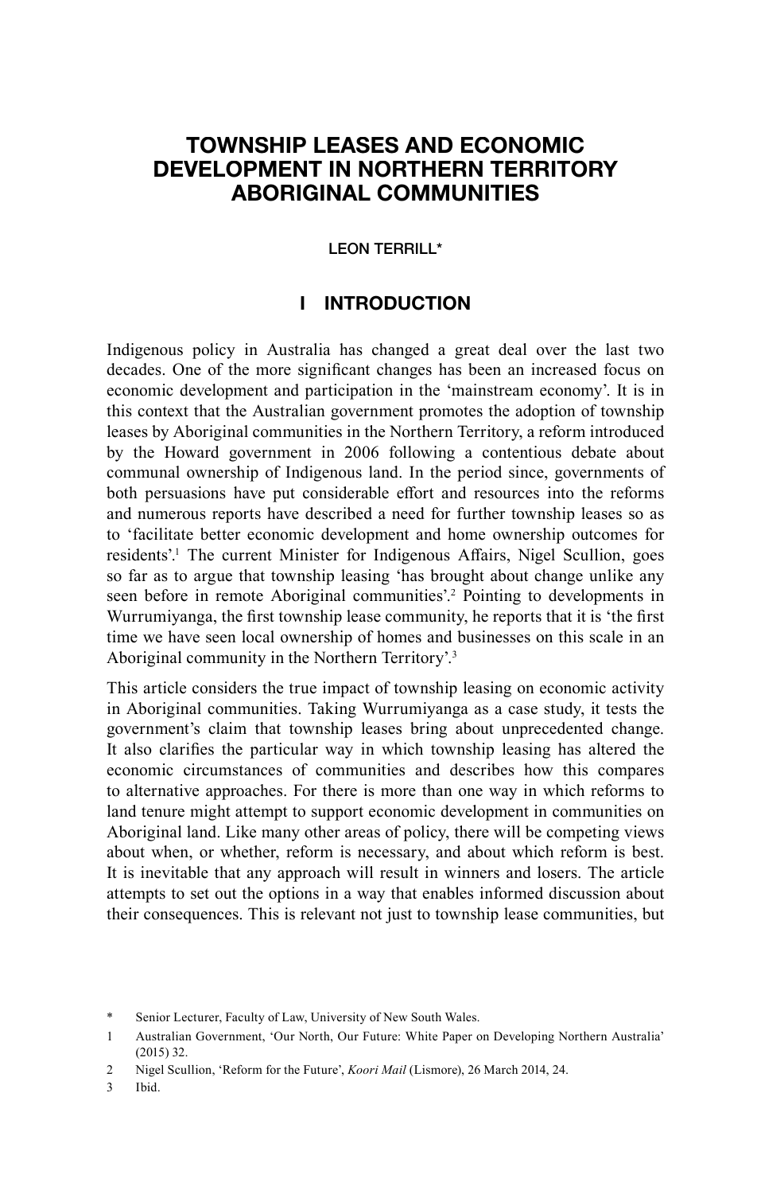# TOWNSHIP LEASES AND ECONOMIC DEVELOPMENT IN NORTHERN TERRITORY ABORIGINAL COMMUNITIES

LEON TERRILL*

## I INTRODUCTION

Indigenous policy in Australia has changed a great deal over the last two decades. One of the more significant changes has been an increased focus on economic development and participation in the 'mainstream economy'. It is in this context that the Australian government promotes the adoption of township leases by Aboriginal communities in the Northern Territory, a reform introduced by the Howard government in 2006 following a contentious debate about communal ownership of Indigenous land. In the period since, governments of both persuasions have put considerable effort and resources into the reforms and numerous reports have described a need for further township leases so as to 'facilitate better economic development and home ownership outcomes for residents'.[1] The current Minister for Indigenous Affairs, Nigel Scullion, goes so far as to argue that township leasing 'has brought about change unlike any seen before in remote Aboriginal communities'.[2] Pointing to developments in Wurrumiyanga, the first township lease community, he reports that it is 'the first time we have seen local ownership of homes and businesses on this scale in an Aboriginal community in the Northern Territory'.[3]

This article considers the true impact of township leasing on economic activity in Aboriginal communities. Taking Wurrumiyanga as a case study, it tests the government's claim that township leases bring about unprecedented change. It also clarifies the particular way in which township leasing has altered the economic circumstances of communities and describes how this compares to alternative approaches. For there is more than one way in which reforms to land tenure might attempt to support economic development in communities on Aboriginal land. Like many other areas of policy, there will be competing views about when, or whether, reform is necessary, and about which reform is best. It is inevitable that any approach will result in winners and losers. The article attempts to set out the options in a way that enables informed discussion about their consequences. This is relevant not just to township lease communities, but

---

\* Senior Lecturer, Faculty of Law, University of New South Wales.

1 Australian Government, 'Our North, Our Future: White Paper on Developing Northern Australia' (2015) 32.

2 Nigel Scullion, 'Reform for the Future', *Koori Mail* (Lismore), 26 March 2014, 24.

3 Ibid.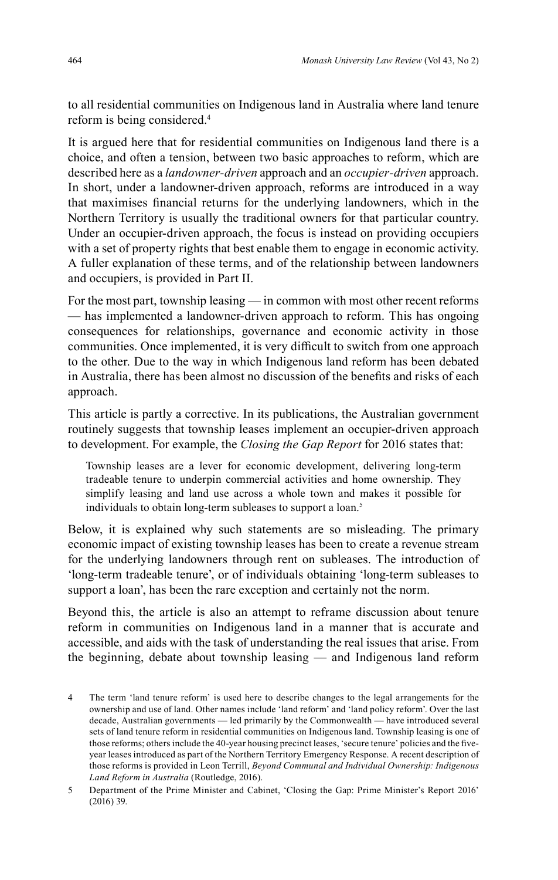to all residential communities on Indigenous land in Australia where land tenure reform is being considered.[4]

It is argued here that for residential communities on Indigenous land there is a choice, and often a tension, between two basic approaches to reform, which are described here as a *landowner-driven* approach and an *occupier-driven* approach. In short, under a landowner-driven approach, reforms are introduced in a way that maximises financial returns for the underlying landowners, which in the Northern Territory is usually the traditional owners for that particular country. Under an occupier-driven approach, the focus is instead on providing occupiers with a set of property rights that best enable them to engage in economic activity. A fuller explanation of these terms, and of the relationship between landowners and occupiers, is provided in Part II.

For the most part, township leasing — in common with most other recent reforms — has implemented a landowner-driven approach to reform. This has ongoing consequences for relationships, governance and economic activity in those communities. Once implemented, it is very difficult to switch from one approach to the other. Due to the way in which Indigenous land reform has been debated in Australia, there has been almost no discussion of the benefits and risks of each approach.

This article is partly a corrective. In its publications, the Australian government routinely suggests that township leases implement an occupier-driven approach to development. For example, the *Closing the Gap Report* for 2016 states that:

> Township leases are a lever for economic development, delivering long-term tradeable tenure to underpin commercial activities and home ownership. They simplify leasing and land use across a whole town and makes it possible for individuals to obtain long-term subleases to support a loan.[5]

Below, it is explained why such statements are so misleading. The primary economic impact of existing township leases has been to create a revenue stream for the underlying landowners through rent on subleases. The introduction of 'long-term tradeable tenure', or of individuals obtaining 'long-term subleases to support a loan', has been the rare exception and certainly not the norm.

Beyond this, the article is also an attempt to reframe discussion about tenure reform in communities on Indigenous land in a manner that is accurate and accessible, and aids with the task of understanding the real issues that arise. From the beginning, debate about township leasing — and Indigenous land reform

---

4 The term 'land tenure reform' is used here to describe changes to the legal arrangements for the ownership and use of land. Other names include 'land reform' and 'land policy reform'. Over the last decade, Australian governments — led primarily by the Commonwealth — have introduced several sets of land tenure reform in residential communities on Indigenous land. Township leasing is one of those reforms; others include the 40-year housing precinct leases, 'secure tenure' policies and the five-year leases introduced as part of the Northern Territory Emergency Response. A recent description of those reforms is provided in Leon Terrill, *Beyond Communal and Individual Ownership: Indigenous Land Reform in Australia* (Routledge, 2016).

5 Department of the Prime Minister and Cabinet, 'Closing the Gap: Prime Minister's Report 2016' (2016) 39.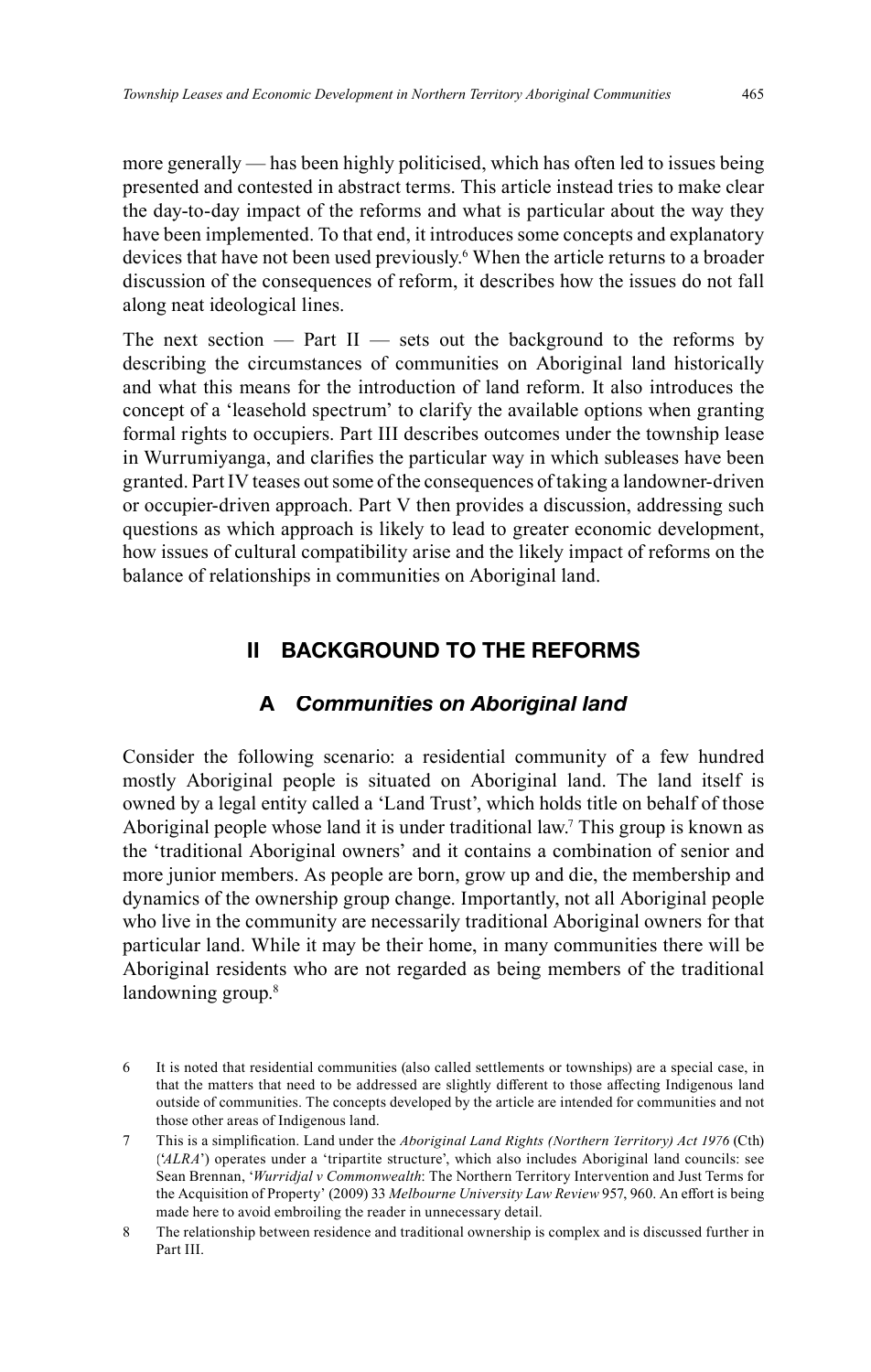more generally — has been highly politicised, which has often led to issues being presented and contested in abstract terms. This article instead tries to make clear the day-to-day impact of the reforms and what is particular about the way they have been implemented. To that end, it introduces some concepts and explanatory devices that have not been used previously.[6] When the article returns to a broader discussion of the consequences of reform, it describes how the issues do not fall along neat ideological lines.

The next section — Part II — sets out the background to the reforms by describing the circumstances of communities on Aboriginal land historically and what this means for the introduction of land reform. It also introduces the concept of a 'leasehold spectrum' to clarify the available options when granting formal rights to occupiers. Part III describes outcomes under the township lease in Wurrumiyanga, and clarifies the particular way in which subleases have been granted. Part IV teases out some of the consequences of taking a landowner-driven or occupier-driven approach. Part V then provides a discussion, addressing such questions as which approach is likely to lead to greater economic development, how issues of cultural compatibility arise and the likely impact of reforms on the balance of relationships in communities on Aboriginal land.

## II BACKGROUND TO THE REFORMS

### A *Communities on Aboriginal land*

Consider the following scenario: a residential community of a few hundred mostly Aboriginal people is situated on Aboriginal land. The land itself is owned by a legal entity called a 'Land Trust', which holds title on behalf of those Aboriginal people whose land it is under traditional law.[7] This group is known as the 'traditional Aboriginal owners' and it contains a combination of senior and more junior members. As people are born, grow up and die, the membership and dynamics of the ownership group change. Importantly, not all Aboriginal people who live in the community are necessarily traditional Aboriginal owners for that particular land. While it may be their home, in many communities there will be Aboriginal residents who are not regarded as being members of the traditional landowning group.[8]

---

6 It is noted that residential communities (also called settlements or townships) are a special case, in that the matters that need to be addressed are slightly different to those affecting Indigenous land outside of communities. The concepts developed by the article are intended for communities and not those other areas of Indigenous land.

7 This is a simplification. Land under the *Aboriginal Land Rights (Northern Territory) Act 1976* (Cth) ('*ALRA*') operates under a 'tripartite structure', which also includes Aboriginal land councils: see Sean Brennan, '*Wurridjal v Commonwealth*: The Northern Territory Intervention and Just Terms for the Acquisition of Property' (2009) 33 *Melbourne University Law Review* 957, 960. An effort is being made here to avoid embroiling the reader in unnecessary detail.

8 The relationship between residence and traditional ownership is complex and is discussed further in Part III.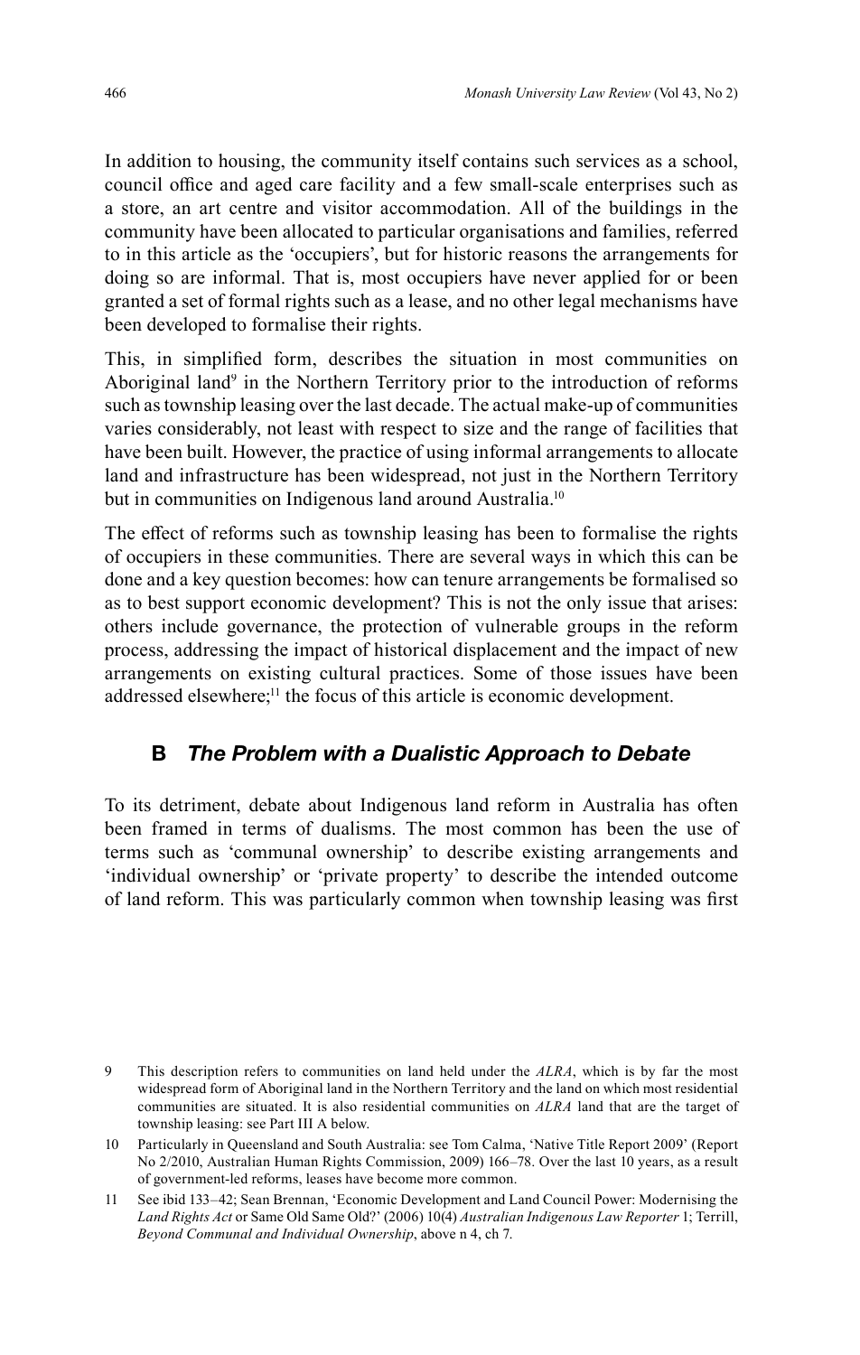In addition to housing, the community itself contains such services as a school, council office and aged care facility and a few small-scale enterprises such as a store, an art centre and visitor accommodation. All of the buildings in the community have been allocated to particular organisations and families, referred to in this article as the 'occupiers', but for historic reasons the arrangements for doing so are informal. That is, most occupiers have never applied for or been granted a set of formal rights such as a lease, and no other legal mechanisms have been developed to formalise their rights.

This, in simplified form, describes the situation in most communities on Aboriginal land[9] in the Northern Territory prior to the introduction of reforms such as township leasing over the last decade. The actual make-up of communities varies considerably, not least with respect to size and the range of facilities that have been built. However, the practice of using informal arrangements to allocate land and infrastructure has been widespread, not just in the Northern Territory but in communities on Indigenous land around Australia.[10]

The effect of reforms such as township leasing has been to formalise the rights of occupiers in these communities. There are several ways in which this can be done and a key question becomes: how can tenure arrangements be formalised so as to best support economic development? This is not the only issue that arises: others include governance, the protection of vulnerable groups in the reform process, addressing the impact of historical displacement and the impact of new arrangements on existing cultural practices. Some of those issues have been addressed elsewhere;[11] the focus of this article is economic development.

## B *The Problem with a Dualistic Approach to Debate*

To its detriment, debate about Indigenous land reform in Australia has often been framed in terms of dualisms. The most common has been the use of terms such as 'communal ownership' to describe existing arrangements and 'individual ownership' or 'private property' to describe the intended outcome of land reform. This was particularly common when township leasing was first

---

9 This description refers to communities on land held under the *ALRA*, which is by far the most widespread form of Aboriginal land in the Northern Territory and the land on which most residential communities are situated. It is also residential communities on *ALRA* land that are the target of township leasing: see Part III A below.

10 Particularly in Queensland and South Australia: see Tom Calma, 'Native Title Report 2009' (Report No 2/2010, Australian Human Rights Commission, 2009) 166–78. Over the last 10 years, as a result of government-led reforms, leases have become more common.

11 See ibid 133–42; Sean Brennan, 'Economic Development and Land Council Power: Modernising the *Land Rights Act* or Same Old Same Old?' (2006) 10(4) *Australian Indigenous Law Reporter* 1; Terrill, *Beyond Communal and Individual Ownership*, above n 4, ch 7.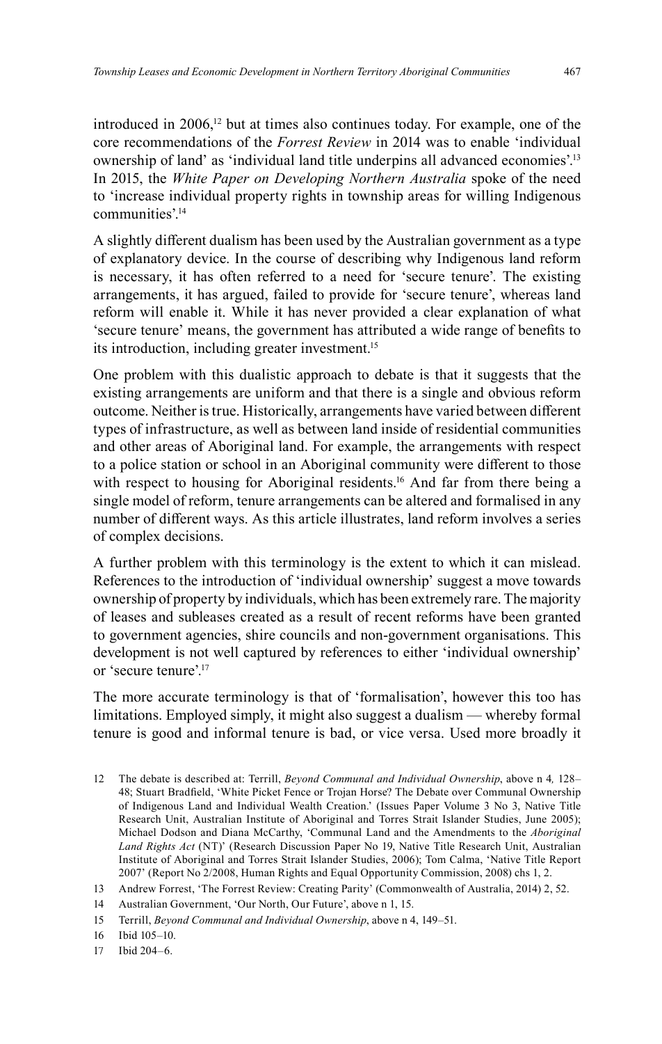introduced in 2006,[12] but at times also continues today. For example, one of the core recommendations of the *Forrest Review* in 2014 was to enable 'individual ownership of land' as 'individual land title underpins all advanced economies'.[13] In 2015, the *White Paper on Developing Northern Australia* spoke of the need to 'increase individual property rights in township areas for willing Indigenous communities'.[14]

A slightly different dualism has been used by the Australian government as a type of explanatory device. In the course of describing why Indigenous land reform is necessary, it has often referred to a need for 'secure tenure'. The existing arrangements, it has argued, failed to provide for 'secure tenure', whereas land reform will enable it. While it has never provided a clear explanation of what 'secure tenure' means, the government has attributed a wide range of benefits to its introduction, including greater investment.[15]

One problem with this dualistic approach to debate is that it suggests that the existing arrangements are uniform and that there is a single and obvious reform outcome. Neither is true. Historically, arrangements have varied between different types of infrastructure, as well as between land inside of residential communities and other areas of Aboriginal land. For example, the arrangements with respect to a police station or school in an Aboriginal community were different to those with respect to housing for Aboriginal residents.[16] And far from there being a single model of reform, tenure arrangements can be altered and formalised in any number of different ways. As this article illustrates, land reform involves a series of complex decisions.

A further problem with this terminology is the extent to which it can mislead. References to the introduction of 'individual ownership' suggest a move towards ownership of property by individuals, which has been extremely rare. The majority of leases and subleases created as a result of recent reforms have been granted to government agencies, shire councils and non-government organisations. This development is not well captured by references to either 'individual ownership' or 'secure tenure'.[17]

The more accurate terminology is that of 'formalisation', however this too has limitations. Employed simply, it might also suggest a dualism — whereby formal tenure is good and informal tenure is bad, or vice versa. Used more broadly it

---

12 The debate is described at: Terrill, *Beyond Communal and Individual Ownership*, above n 4, 128–48; Stuart Bradfield, 'White Picket Fence or Trojan Horse? The Debate over Communal Ownership of Indigenous Land and Individual Wealth Creation.' (Issues Paper Volume 3 No 3, Native Title Research Unit, Australian Institute of Aboriginal and Torres Strait Islander Studies, June 2005); Michael Dodson and Diana McCarthy, 'Communal Land and the Amendments to the *Aboriginal Land Rights Act* (NT)' (Research Discussion Paper No 19, Native Title Research Unit, Australian Institute of Aboriginal and Torres Strait Islander Studies, 2006); Tom Calma, 'Native Title Report 2007' (Report No 2/2008, Human Rights and Equal Opportunity Commission, 2008) chs 1, 2.

13 Andrew Forrest, 'The Forrest Review: Creating Parity' (Commonwealth of Australia, 2014) 2, 52.

14 Australian Government, 'Our North, Our Future', above n 1, 15.

15 Terrill, *Beyond Communal and Individual Ownership*, above n 4, 149–51.

16 Ibid 105–10.

17 Ibid 204–6.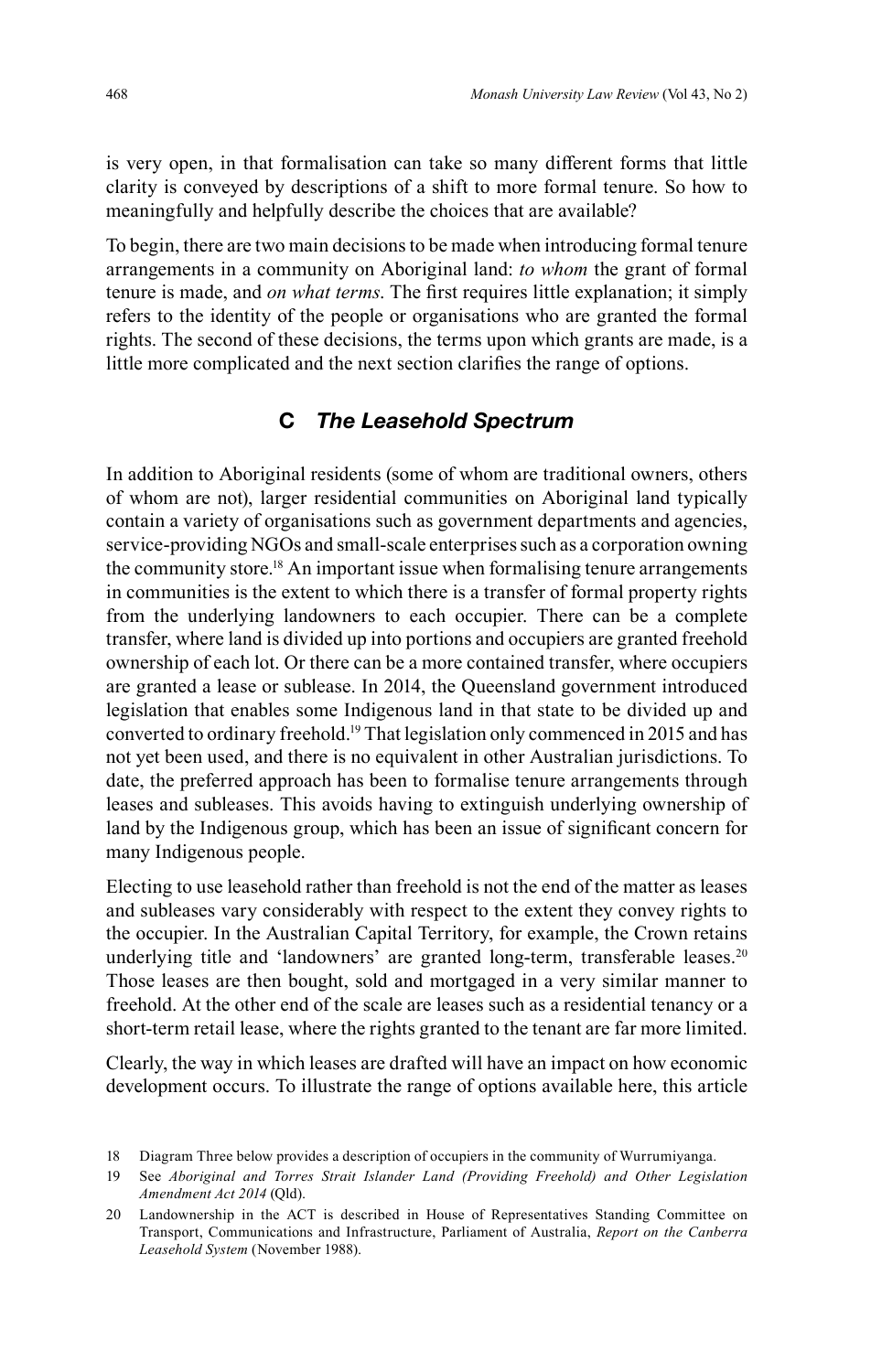is very open, in that formalisation can take so many different forms that little clarity is conveyed by descriptions of a shift to more formal tenure. So how to meaningfully and helpfully describe the choices that are available?

To begin, there are two main decisions to be made when introducing formal tenure arrangements in a community on Aboriginal land: *to whom* the grant of formal tenure is made, and *on what terms*. The first requires little explanation; it simply refers to the identity of the people or organisations who are granted the formal rights. The second of these decisions, the terms upon which grants are made, is a little more complicated and the next section clarifies the range of options.

## C *The Leasehold Spectrum*

In addition to Aboriginal residents (some of whom are traditional owners, others of whom are not), larger residential communities on Aboriginal land typically contain a variety of organisations such as government departments and agencies, service-providing NGOs and small-scale enterprises such as a corporation owning the community store.[18] An important issue when formalising tenure arrangements in communities is the extent to which there is a transfer of formal property rights from the underlying landowners to each occupier. There can be a complete transfer, where land is divided up into portions and occupiers are granted freehold ownership of each lot. Or there can be a more contained transfer, where occupiers are granted a lease or sublease. In 2014, the Queensland government introduced legislation that enables some Indigenous land in that state to be divided up and converted to ordinary freehold.[19] That legislation only commenced in 2015 and has not yet been used, and there is no equivalent in other Australian jurisdictions. To date, the preferred approach has been to formalise tenure arrangements through leases and subleases. This avoids having to extinguish underlying ownership of land by the Indigenous group, which has been an issue of significant concern for many Indigenous people.

Electing to use leasehold rather than freehold is not the end of the matter as leases and subleases vary considerably with respect to the extent they convey rights to the occupier. In the Australian Capital Territory, for example, the Crown retains underlying title and 'landowners' are granted long-term, transferable leases.[20] Those leases are then bought, sold and mortgaged in a very similar manner to freehold. At the other end of the scale are leases such as a residential tenancy or a short-term retail lease, where the rights granted to the tenant are far more limited.

Clearly, the way in which leases are drafted will have an impact on how economic development occurs. To illustrate the range of options available here, this article

18 Diagram Three below provides a description of occupiers in the community of Wurrumiyanga.

19 See *Aboriginal and Torres Strait Islander Land (Providing Freehold) and Other Legislation Amendment Act 2014* (Qld).

20 Landownership in the ACT is described in House of Representatives Standing Committee on Transport, Communications and Infrastructure, Parliament of Australia, *Report on the Canberra Leasehold System* (November 1988).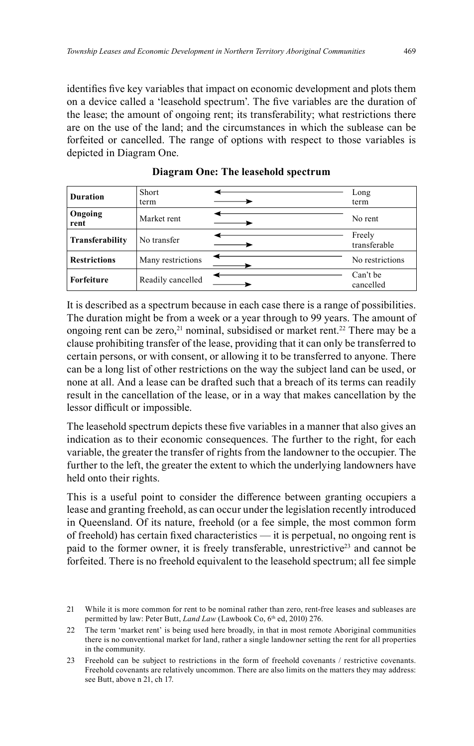identifies five key variables that impact on economic development and plots them on a device called a 'leasehold spectrum'. The five variables are the duration of the lease; the amount of ongoing rent; its transferability; what restrictions there are on the use of the land; and the circumstances in which the sublease can be forfeited or cancelled. The range of options with respect to those variables is depicted in Diagram One.

**Diagram One: The leasehold spectrum**

| | | | |
|---|---|---|---|
| **Duration** | Short term | ⟷ | Long term |
| **Ongoing rent** | Market rent | ⟷ | No rent |
| **Transferability** | No transfer | ⟷ | Freely transferable |
| **Restrictions** | Many restrictions | ⟷ | No restrictions |
| **Forfeiture** | Readily cancelled | ⟷ | Can't be cancelled |

It is described as a spectrum because in each case there is a range of possibilities. The duration might be from a week or a year through to 99 years. The amount of ongoing rent can be zero,[21] nominal, subsidised or market rent.[22] There may be a clause prohibiting transfer of the lease, providing that it can only be transferred to certain persons, or with consent, or allowing it to be transferred to anyone. There can be a long list of other restrictions on the way the subject land can be used, or none at all. And a lease can be drafted such that a breach of its terms can readily result in the cancellation of the lease, or in a way that makes cancellation by the lessor difficult or impossible.

The leasehold spectrum depicts these five variables in a manner that also gives an indication as to their economic consequences. The further to the right, for each variable, the greater the transfer of rights from the landowner to the occupier. The further to the left, the greater the extent to which the underlying landowners have held onto their rights.

This is a useful point to consider the difference between granting occupiers a lease and granting freehold, as can occur under the legislation recently introduced in Queensland. Of its nature, freehold (or a fee simple, the most common form of freehold) has certain fixed characteristics — it is perpetual, no ongoing rent is paid to the former owner, it is freely transferable, unrestrictive[23] and cannot be forfeited. There is no freehold equivalent to the leasehold spectrum; all fee simple

21 While it is more common for rent to be nominal rather than zero, rent-free leases and subleases are permitted by law: Peter Butt, *Land Law* (Lawbook Co, 6th ed, 2010) 276.

22 The term 'market rent' is being used here broadly, in that in most remote Aboriginal communities there is no conventional market for land, rather a single landowner setting the rent for all properties in the community.

23 Freehold can be subject to restrictions in the form of freehold covenants / restrictive covenants. Freehold covenants are relatively uncommon. There are also limits on the matters they may address: see Butt, above n 21, ch 17.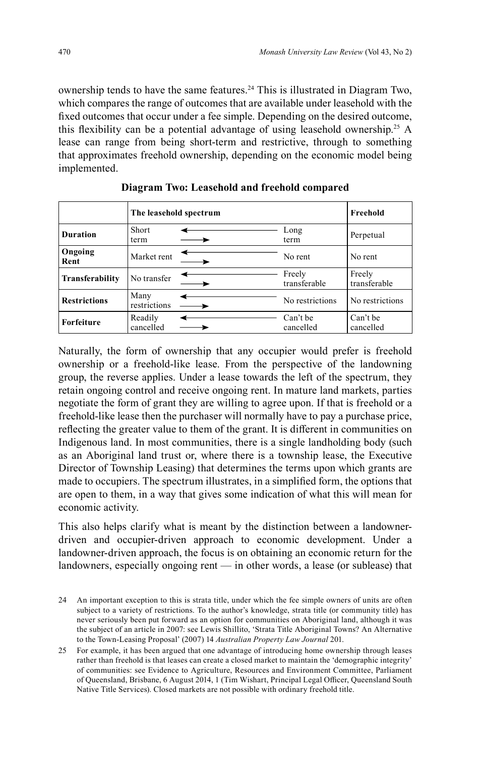ownership tends to have the same features.[24] This is illustrated in Diagram Two, which compares the range of outcomes that are available under leasehold with the fixed outcomes that occur under a fee simple. Depending on the desired outcome, this flexibility can be a potential advantage of using leasehold ownership.[25] A lease can range from being short-term and restrictive, through to something that approximates freehold ownership, depending on the economic model being implemented.

**Diagram Two: Leasehold and freehold compared**

| | The leasehold spectrum | | | Freehold |
|---|---|---|---|---|
| **Duration** | Short term | ⟷ | Long term | Perpetual |
| **Ongoing Rent** | Market rent | ⟷ | No rent | No rent |
| **Transferability** | No transfer | ⟷ | Freely transferable | Freely transferable |
| **Restrictions** | Many restrictions | ⟷ | No restrictions | No restrictions |
| **Forfeiture** | Readily cancelled | ⟷ | Can't be cancelled | Can't be cancelled |

Naturally, the form of ownership that any occupier would prefer is freehold ownership or a freehold-like lease. From the perspective of the landowning group, the reverse applies. Under a lease towards the left of the spectrum, they retain ongoing control and receive ongoing rent. In mature land markets, parties negotiate the form of grant they are willing to agree upon. If that is freehold or a freehold-like lease then the purchaser will normally have to pay a purchase price, reflecting the greater value to them of the grant. It is different in communities on Indigenous land. In most communities, there is a single landholding body (such as an Aboriginal land trust or, where there is a township lease, the Executive Director of Township Leasing) that determines the terms upon which grants are made to occupiers. The spectrum illustrates, in a simplified form, the options that are open to them, in a way that gives some indication of what this will mean for economic activity.

This also helps clarify what is meant by the distinction between a landowner-driven and occupier-driven approach to economic development. Under a landowner-driven approach, the focus is on obtaining an economic return for the landowners, especially ongoing rent — in other words, a lease (or sublease) that

24 An important exception to this is strata title, under which the fee simple owners of units are often subject to a variety of restrictions. To the author's knowledge, strata title (or community title) has never seriously been put forward as an option for communities on Aboriginal land, although it was the subject of an article in 2007: see Lewis Shillito, 'Strata Title Aboriginal Towns? An Alternative to the Town-Leasing Proposal' (2007) 14 *Australian Property Law Journal* 201.

25 For example, it has been argued that one advantage of introducing home ownership through leases rather than freehold is that leases can create a closed market to maintain the 'demographic integrity' of communities: see Evidence to Agriculture, Resources and Environment Committee, Parliament of Queensland, Brisbane, 6 August 2014, 1 (Tim Wishart, Principal Legal Officer, Queensland South Native Title Services). Closed markets are not possible with ordinary freehold title.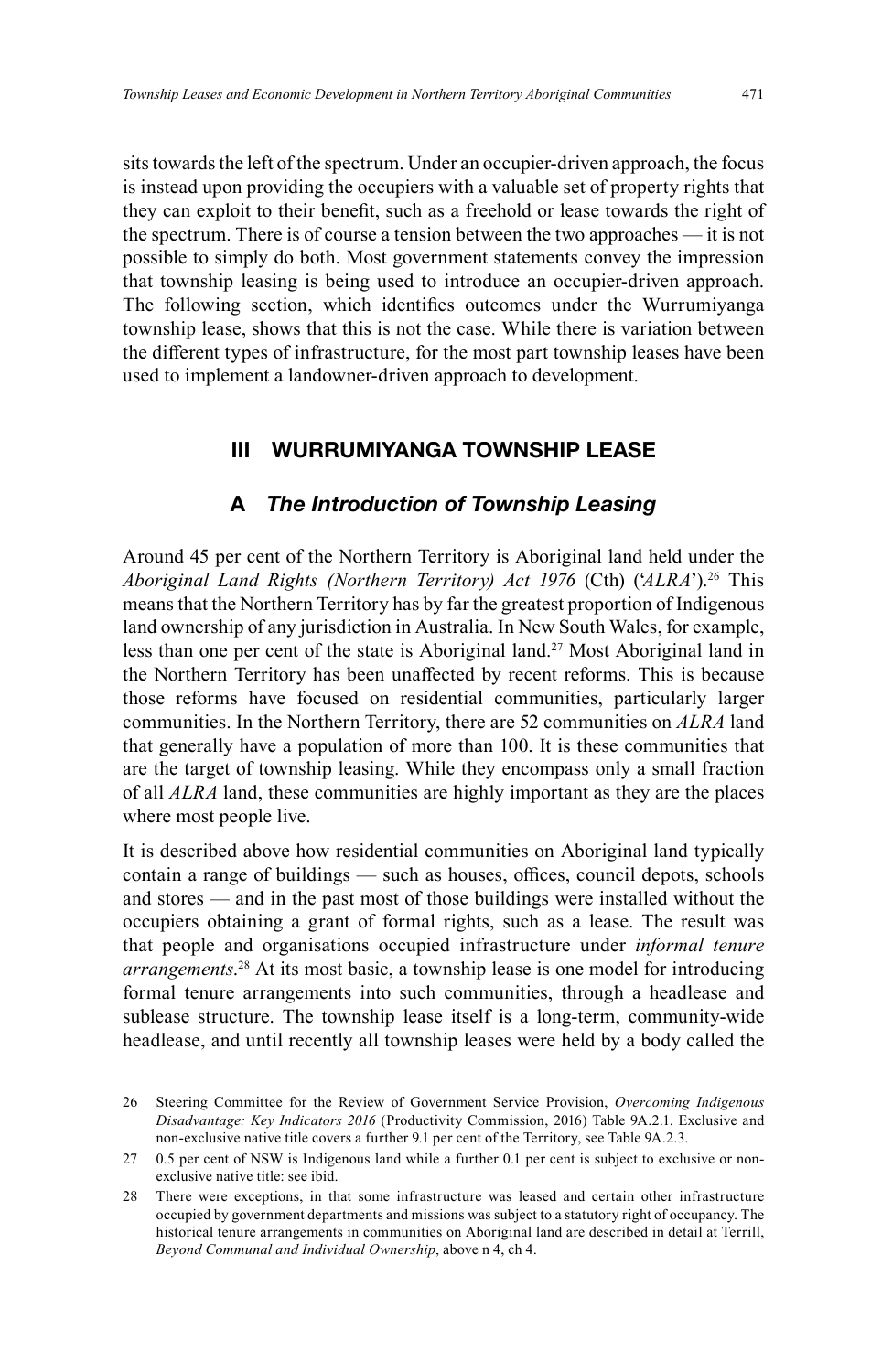sits towards the left of the spectrum. Under an occupier-driven approach, the focus is instead upon providing the occupiers with a valuable set of property rights that they can exploit to their benefit, such as a freehold or lease towards the right of the spectrum. There is of course a tension between the two approaches — it is not possible to simply do both. Most government statements convey the impression that township leasing is being used to introduce an occupier-driven approach. The following section, which identifies outcomes under the Wurrumiyanga township lease, shows that this is not the case. While there is variation between the different types of infrastructure, for the most part township leases have been used to implement a landowner-driven approach to development.

## III WURRUMIYANGA TOWNSHIP LEASE

### A *The Introduction of Township Leasing*

Around 45 per cent of the Northern Territory is Aboriginal land held under the *Aboriginal Land Rights (Northern Territory) Act 1976* (Cth) ('*ALRA*').[26] This means that the Northern Territory has by far the greatest proportion of Indigenous land ownership of any jurisdiction in Australia. In New South Wales, for example, less than one per cent of the state is Aboriginal land.[27] Most Aboriginal land in the Northern Territory has been unaffected by recent reforms. This is because those reforms have focused on residential communities, particularly larger communities. In the Northern Territory, there are 52 communities on *ALRA* land that generally have a population of more than 100. It is these communities that are the target of township leasing. While they encompass only a small fraction of all *ALRA* land, these communities are highly important as they are the places where most people live.

It is described above how residential communities on Aboriginal land typically contain a range of buildings — such as houses, offices, council depots, schools and stores — and in the past most of those buildings were installed without the occupiers obtaining a grant of formal rights, such as a lease. The result was that people and organisations occupied infrastructure under *informal tenure arrangements*.[28] At its most basic, a township lease is one model for introducing formal tenure arrangements into such communities, through a headlease and sublease structure. The township lease itself is a long-term, community-wide headlease, and until recently all township leases were held by a body called the

26 Steering Committee for the Review of Government Service Provision, *Overcoming Indigenous Disadvantage: Key Indicators 2016* (Productivity Commission, 2016) Table 9A.2.1. Exclusive and non-exclusive native title covers a further 9.1 per cent of the Territory, see Table 9A.2.3.

27 0.5 per cent of NSW is Indigenous land while a further 0.1 per cent is subject to exclusive or non-exclusive native title: see ibid.

28 There were exceptions, in that some infrastructure was leased and certain other infrastructure occupied by government departments and missions was subject to a statutory right of occupancy. The historical tenure arrangements in communities on Aboriginal land are described in detail at Terrill, *Beyond Communal and Individual Ownership*, above n 4, ch 4.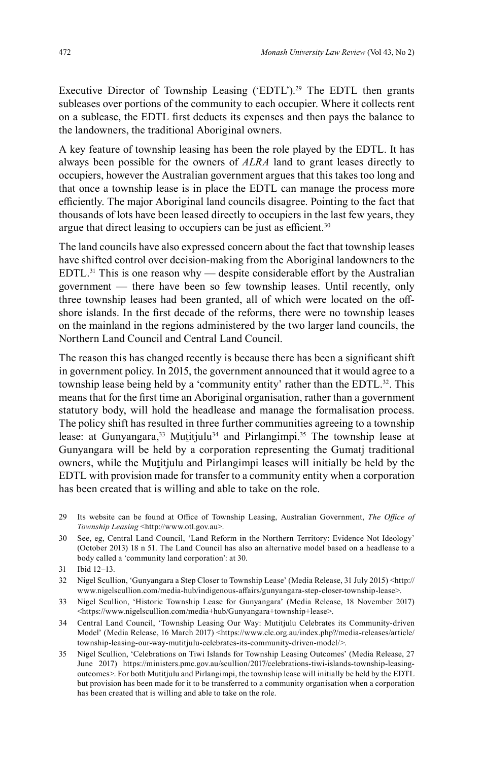Executive Director of Township Leasing ('EDTL').[29] The EDTL then grants subleases over portions of the community to each occupier. Where it collects rent on a sublease, the EDTL first deducts its expenses and then pays the balance to the landowners, the traditional Aboriginal owners.

A key feature of township leasing has been the role played by the EDTL. It has always been possible for the owners of *ALRA* land to grant leases directly to occupiers, however the Australian government argues that this takes too long and that once a township lease is in place the EDTL can manage the process more efficiently. The major Aboriginal land councils disagree. Pointing to the fact that thousands of lots have been leased directly to occupiers in the last few years, they argue that direct leasing to occupiers can be just as efficient.[30]

The land councils have also expressed concern about the fact that township leases have shifted control over decision-making from the Aboriginal landowners to the EDTL.[31] This is one reason why — despite considerable effort by the Australian government — there have been so few township leases. Until recently, only three township leases had been granted, all of which were located on the off-shore islands. In the first decade of the reforms, there were no township leases on the mainland in the regions administered by the two larger land councils, the Northern Land Council and Central Land Council.

The reason this has changed recently is because there has been a significant shift in government policy. In 2015, the government announced that it would agree to a township lease being held by a 'community entity' rather than the EDTL.[32]. This means that for the first time an Aboriginal organisation, rather than a government statutory body, will hold the headlease and manage the formalisation process. The policy shift has resulted in three further communities agreeing to a township lease: at Gunyangara,[33] Mutitjulu[34] and Pirlangimpi.[35] The township lease at Gunyangara will be held by a corporation representing the Gumatj traditional owners, while the Mutitjulu and Pirlangimpi leases will initially be held by the EDTL with provision made for transfer to a community entity when a corporation has been created that is willing and able to take on the role.

29 Its website can be found at Office of Township Leasing, Australian Government, *The Office of Township Leasing* <http://www.otl.gov.au>.

30 See, eg, Central Land Council, 'Land Reform in the Northern Territory: Evidence Not Ideology' (October 2013) 18 n 51. The Land Council has also an alternative model based on a headlease to a body called a 'community land corporation': at 30.

31 Ibid 12–13.

32 Nigel Scullion, 'Gunyangara a Step Closer to Township Lease' (Media Release, 31 July 2015) <http://www.nigelscullion.com/media-hub/indigenous-affairs/gunyangara-step-closer-township-lease>.

33 Nigel Scullion, 'Historic Township Lease for Gunyangara' (Media Release, 18 November 2017) <https://www.nigelscullion.com/media+hub/Gunyangara+township+lease>.

34 Central Land Council, 'Township Leasing Our Way: Mutitjulu Celebrates its Community-driven Model' (Media Release, 16 March 2017) <https://www.clc.org.au/index.php?/media-releases/article/township-leasing-our-way-mutitjulu-celebrates-its-community-driven-model/>.

35 Nigel Scullion, 'Celebrations on Tiwi Islands for Township Leasing Outcomes' (Media Release, 27 June 2017) https://ministers.pmc.gov.au/scullion/2017/celebrations-tiwi-islands-township-leasing-outcomes>. For both Mutitjulu and Pirlangimpi, the township lease will initially be held by the EDTL but provision has been made for it to be transferred to a community organisation when a corporation has been created that is willing and able to take on the role.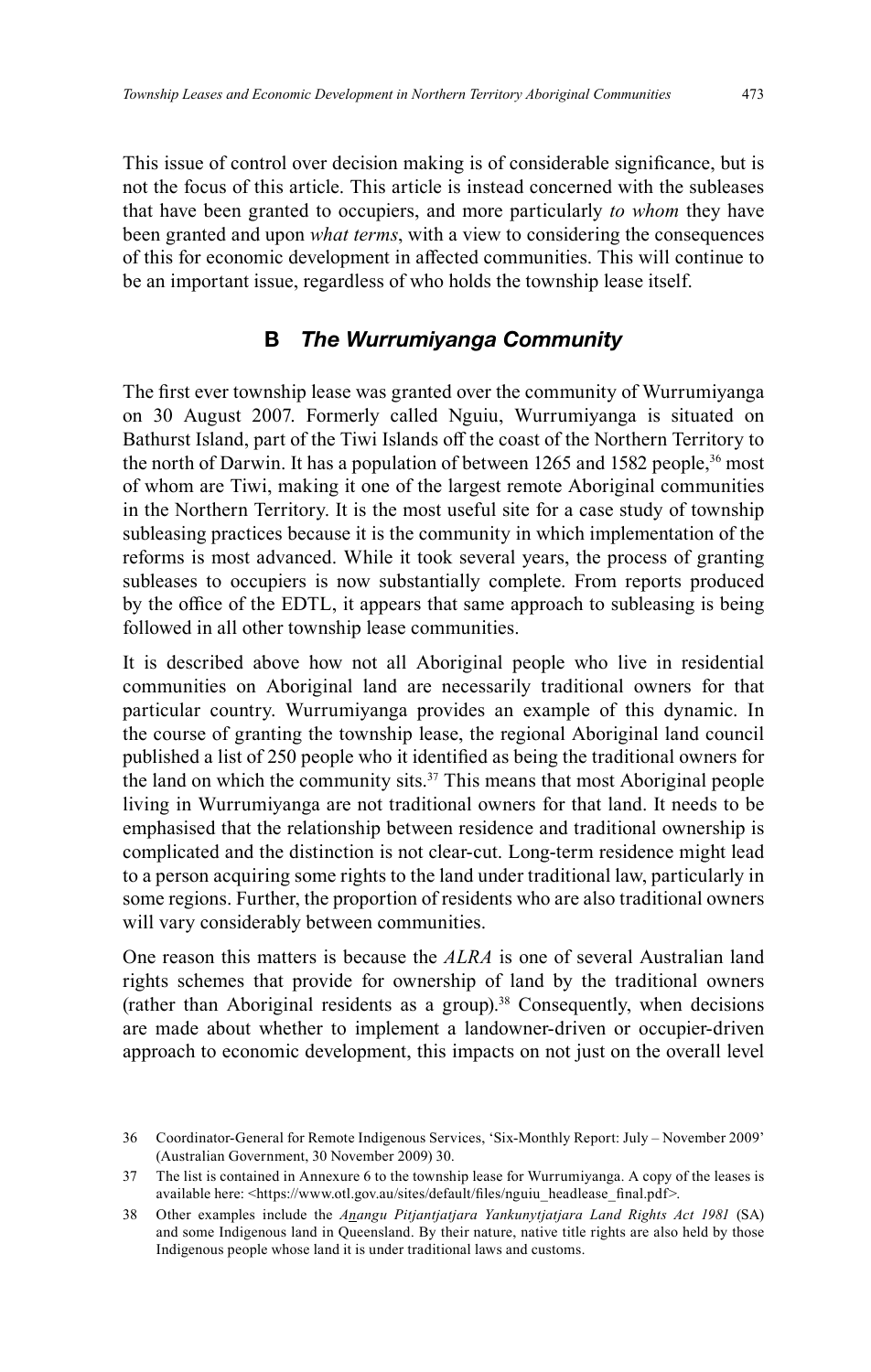This issue of control over decision making is of considerable significance, but is not the focus of this article. This article is instead concerned with the subleases that have been granted to occupiers, and more particularly *to whom* they have been granted and upon *what terms*, with a view to considering the consequences of this for economic development in affected communities. This will continue to be an important issue, regardless of who holds the township lease itself.

### B *The Wurrumiyanga Community*

The first ever township lease was granted over the community of Wurrumiyanga on 30 August 2007. Formerly called Nguiu, Wurrumiyanga is situated on Bathurst Island, part of the Tiwi Islands off the coast of the Northern Territory to the north of Darwin. It has a population of between 1265 and 1582 people,[36] most of whom are Tiwi, making it one of the largest remote Aboriginal communities in the Northern Territory. It is the most useful site for a case study of township subleasing practices because it is the community in which implementation of the reforms is most advanced. While it took several years, the process of granting subleases to occupiers is now substantially complete. From reports produced by the office of the EDTL, it appears that same approach to subleasing is being followed in all other township lease communities.

It is described above how not all Aboriginal people who live in residential communities on Aboriginal land are necessarily traditional owners for that particular country. Wurrumiyanga provides an example of this dynamic. In the course of granting the township lease, the regional Aboriginal land council published a list of 250 people who it identified as being the traditional owners for the land on which the community sits.[37] This means that most Aboriginal people living in Wurrumiyanga are not traditional owners for that land. It needs to be emphasised that the relationship between residence and traditional ownership is complicated and the distinction is not clear-cut. Long-term residence might lead to a person acquiring some rights to the land under traditional law, particularly in some regions. Further, the proportion of residents who are also traditional owners will vary considerably between communities.

One reason this matters is because the *ALRA* is one of several Australian land rights schemes that provide for ownership of land by the traditional owners (rather than Aboriginal residents as a group).[38] Consequently, when decisions are made about whether to implement a landowner-driven or occupier-driven approach to economic development, this impacts on not just on the overall level

---

36 Coordinator-General for Remote Indigenous Services, 'Six-Monthly Report: July – November 2009' (Australian Government, 30 November 2009) 30.

37 The list is contained in Annexure 6 to the township lease for Wurrumiyanga. A copy of the leases is available here: <https://www.otl.gov.au/sites/default/files/nguiu_headlease_final.pdf>.

38 Other examples include the *Anangu Pitjantjatjara Yankunytjatjara Land Rights Act 1981* (SA) and some Indigenous land in Queensland. By their nature, native title rights are also held by those Indigenous people whose land it is under traditional laws and customs.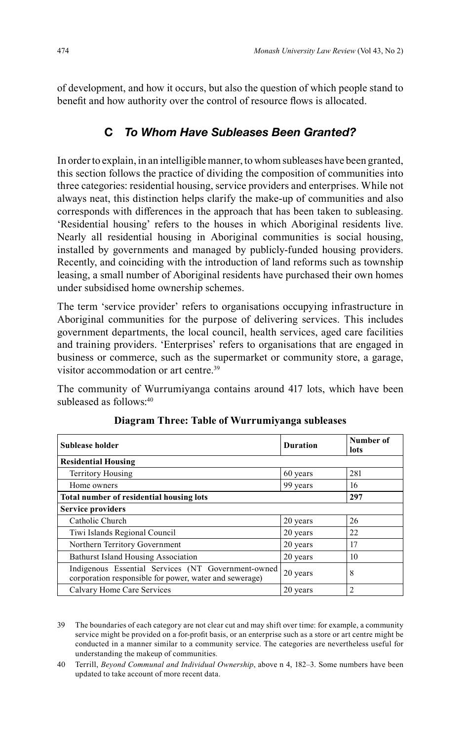of development, and how it occurs, but also the question of which people stand to benefit and how authority over the control of resource flows is allocated.

## C *To Whom Have Subleases Been Granted?*

In order to explain, in an intelligible manner, to whom subleases have been granted, this section follows the practice of dividing the composition of communities into three categories: residential housing, service providers and enterprises. While not always neat, this distinction helps clarify the make-up of communities and also corresponds with differences in the approach that has been taken to subleasing. 'Residential housing' refers to the houses in which Aboriginal residents live. Nearly all residential housing in Aboriginal communities is social housing, installed by governments and managed by publicly-funded housing providers. Recently, and coinciding with the introduction of land reforms such as township leasing, a small number of Aboriginal residents have purchased their own homes under subsidised home ownership schemes.

The term 'service provider' refers to organisations occupying infrastructure in Aboriginal communities for the purpose of delivering services. This includes government departments, the local council, health services, aged care facilities and training providers. 'Enterprises' refers to organisations that are engaged in business or commerce, such as the supermarket or community store, a garage, visitor accommodation or art centre.[39]

The community of Wurrumiyanga contains around 417 lots, which have been subleased as follows:[40]

**Diagram Three: Table of Wurrumiyanga subleases**

| Sublease holder | Duration | Number of lots |
|---|---|---|
| **Residential Housing** | | |
| Territory Housing | 60 years | 281 |
| Home owners | 99 years | 16 |
| **Total number of residential housing lots** | | **297** |
| **Service providers** | | |
| Catholic Church | 20 years | 26 |
| Tiwi Islands Regional Council | 20 years | 22 |
| Northern Territory Government | 20 years | 17 |
| Bathurst Island Housing Association | 20 years | 10 |
| Indigenous Essential Services (NT Government-owned corporation responsible for power, water and sewerage) | 20 years | 8 |
| Calvary Home Care Services | 20 years | 2 |

39 The boundaries of each category are not clear cut and may shift over time: for example, a community service might be provided on a for-profit basis, or an enterprise such as a store or art centre might be conducted in a manner similar to a community service. The categories are nevertheless useful for understanding the makeup of communities.

40 Terrill, *Beyond Communal and Individual Ownership*, above n 4, 182–3. Some numbers have been updated to take account of more recent data.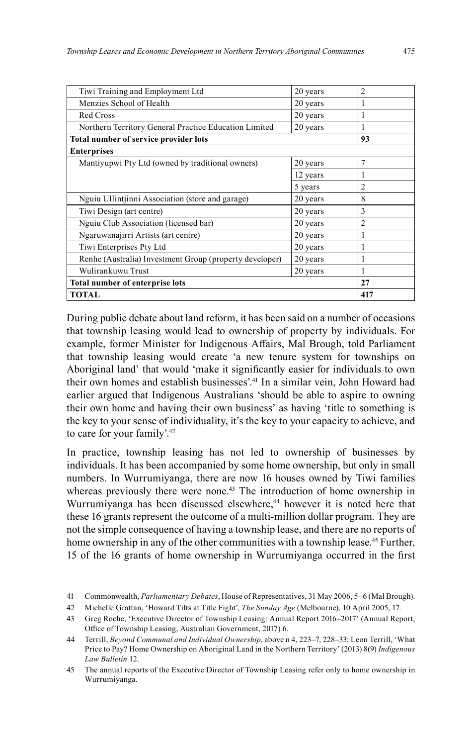| | | |
|---|---|---|
| Tiwi Training and Employment Ltd | 20 years | 2 |
| Menzies School of Health | 20 years | 1 |
| Red Cross | 20 years | 1 |
| Northern Territory General Practice Education Limited | 20 years | 1 |
| **Total number of service provider lots** | | **93** |
| **Enterprises** | | |
| Mantiyupwi Pty Ltd (owned by traditional owners) | 20 years | 7 |
| | 12 years | 1 |
| | 5 years | 2 |
| Nguiu Ullintjinni Association (store and garage) | 20 years | 8 |
| Tiwi Design (art centre) | 20 years | 3 |
| Nguiu Club Association (licensed bar) | 20 years | 2 |
| Ngaruwanajirri Artists (art centre) | 20 years | 1 |
| Tiwi Enterprises Pty Ltd | 20 years | 1 |
| Renhe (Australia) Investment Group (property developer) | 20 years | 1 |
| Wulirankuwu Trust | 20 years | 1 |
| **Total number of enterprise lots** | | **27** |
| **TOTAL** | | **417** |

During public debate about land reform, it has been said on a number of occasions that township leasing would lead to ownership of property by individuals. For example, former Minister for Indigenous Affairs, Mal Brough, told Parliament that township leasing would create 'a new tenure system for townships on Aboriginal land' that would 'make it significantly easier for individuals to own their own homes and establish businesses'.[41] In a similar vein, John Howard had earlier argued that Indigenous Australians 'should be able to aspire to owning their own home and having their own business' as having 'title to something is the key to your sense of individuality, it's the key to your capacity to achieve, and to care for your family'.[42]

In practice, township leasing has not led to ownership of businesses by individuals. It has been accompanied by some home ownership, but only in small numbers. In Wurrumiyanga, there are now 16 houses owned by Tiwi families whereas previously there were none.[43] The introduction of home ownership in Wurrumiyanga has been discussed elsewhere,[44] however it is noted here that these 16 grants represent the outcome of a multi-million dollar program. They are not the simple consequence of having a township lease, and there are no reports of home ownership in any of the other communities with a township lease.[45] Further, 15 of the 16 grants of home ownership in Wurrumiyanga occurred in the first

41 Commonwealth, *Parliamentary Debates*, House of Representatives, 31 May 2006, 5–6 (Mal Brough).

42 Michelle Grattan, 'Howard Tilts at Title Fight', *The Sunday Age* (Melbourne), 10 April 2005, 17.

43 Greg Roche, 'Executive Director of Township Leasing: Annual Report 2016–2017' (Annual Report, Office of Township Leasing, Australian Government, 2017) 6.

44 Terrill, *Beyond Communal and Individual Ownership*, above n 4, 223–7, 228–33; Leon Terrill, 'What Price to Pay? Home Ownership on Aboriginal Land in the Northern Territory' (2013) 8(9) *Indigenous Law Bulletin* 12.

45 The annual reports of the Executive Director of Township Leasing refer only to home ownership in Wurrumiyanga.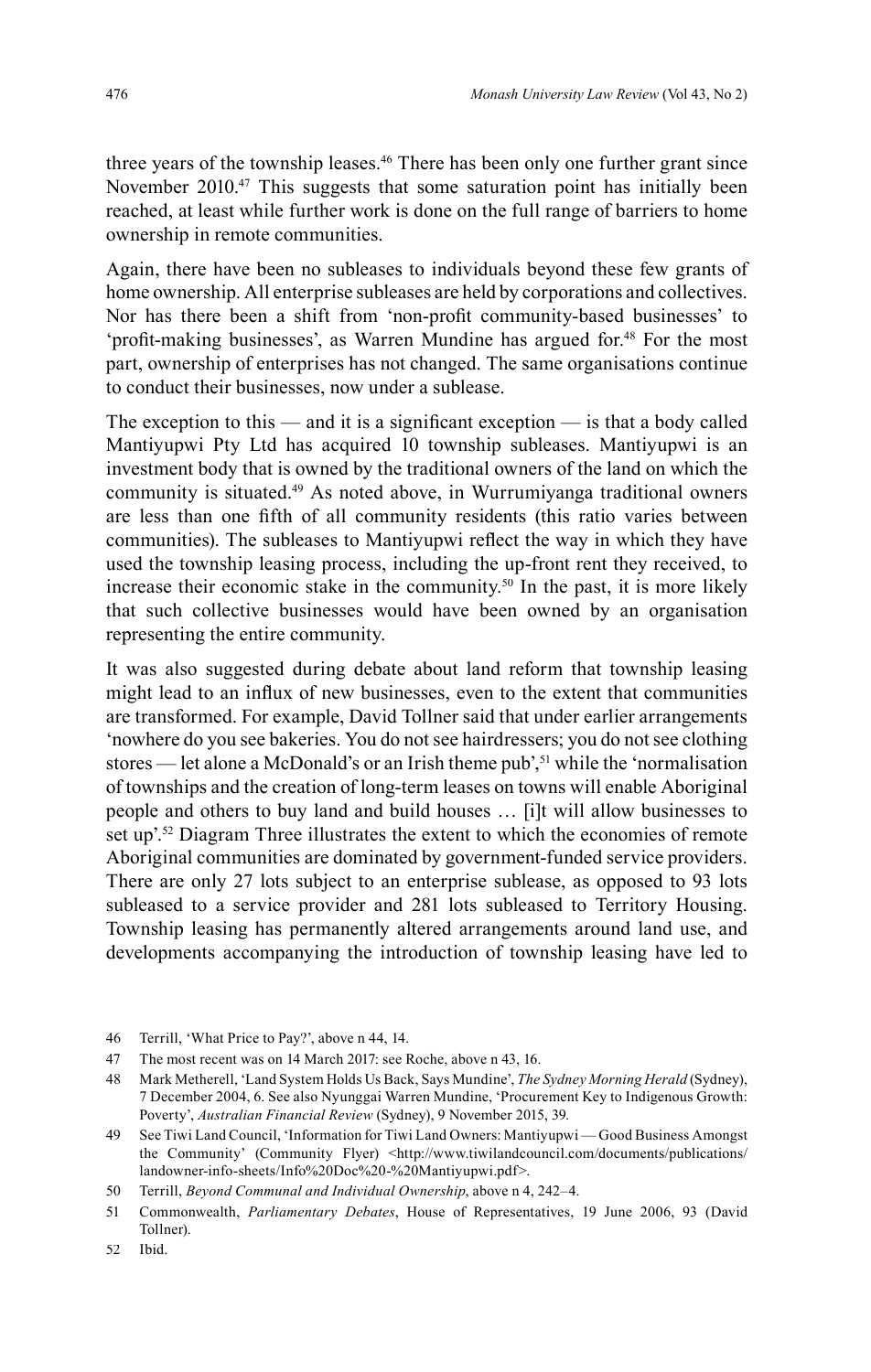three years of the township leases.[46] There has been only one further grant since November 2010.[47] This suggests that some saturation point has initially been reached, at least while further work is done on the full range of barriers to home ownership in remote communities.

Again, there have been no subleases to individuals beyond these few grants of home ownership. All enterprise subleases are held by corporations and collectives. Nor has there been a shift from 'non-profit community-based businesses' to 'profit-making businesses', as Warren Mundine has argued for.[48] For the most part, ownership of enterprises has not changed. The same organisations continue to conduct their businesses, now under a sublease.

The exception to this — and it is a significant exception — is that a body called Mantiyupwi Pty Ltd has acquired 10 township subleases. Mantiyupwi is an investment body that is owned by the traditional owners of the land on which the community is situated.[49] As noted above, in Wurrumiyanga traditional owners are less than one fifth of all community residents (this ratio varies between communities). The subleases to Mantiyupwi reflect the way in which they have used the township leasing process, including the up-front rent they received, to increase their economic stake in the community.[50] In the past, it is more likely that such collective businesses would have been owned by an organisation representing the entire community.

It was also suggested during debate about land reform that township leasing might lead to an influx of new businesses, even to the extent that communities are transformed. For example, David Tollner said that under earlier arrangements 'nowhere do you see bakeries. You do not see hairdressers; you do not see clothing stores — let alone a McDonald's or an Irish theme pub',[51] while the 'normalisation of townships and the creation of long-term leases on towns will enable Aboriginal people and others to buy land and build houses … [i]t will allow businesses to set up'.[52] Diagram Three illustrates the extent to which the economies of remote Aboriginal communities are dominated by government-funded service providers. There are only 27 lots subject to an enterprise sublease, as opposed to 93 lots subleased to a service provider and 281 lots subleased to Territory Housing. Township leasing has permanently altered arrangements around land use, and developments accompanying the introduction of township leasing have led to

46 Terrill, 'What Price to Pay?', above n 44, 14.

47 The most recent was on 14 March 2017: see Roche, above n 43, 16.

48 Mark Metherell, 'Land System Holds Us Back, Says Mundine', *The Sydney Morning Herald* (Sydney), 7 December 2004, 6. See also Nyunggai Warren Mundine, 'Procurement Key to Indigenous Growth: Poverty', *Australian Financial Review* (Sydney), 9 November 2015, 39.

49 See Tiwi Land Council, 'Information for Tiwi Land Owners: Mantiyupwi — Good Business Amongst the Community' (Community Flyer) <http://www.tiwilandcouncil.com/documents/publications/landowner-info-sheets/Info%20Doc%20-%20Mantiyupwi.pdf>.

50 Terrill, *Beyond Communal and Individual Ownership*, above n 4, 242–4.

51 Commonwealth, *Parliamentary Debates*, House of Representatives, 19 June 2006, 93 (David Tollner).

52 Ibid.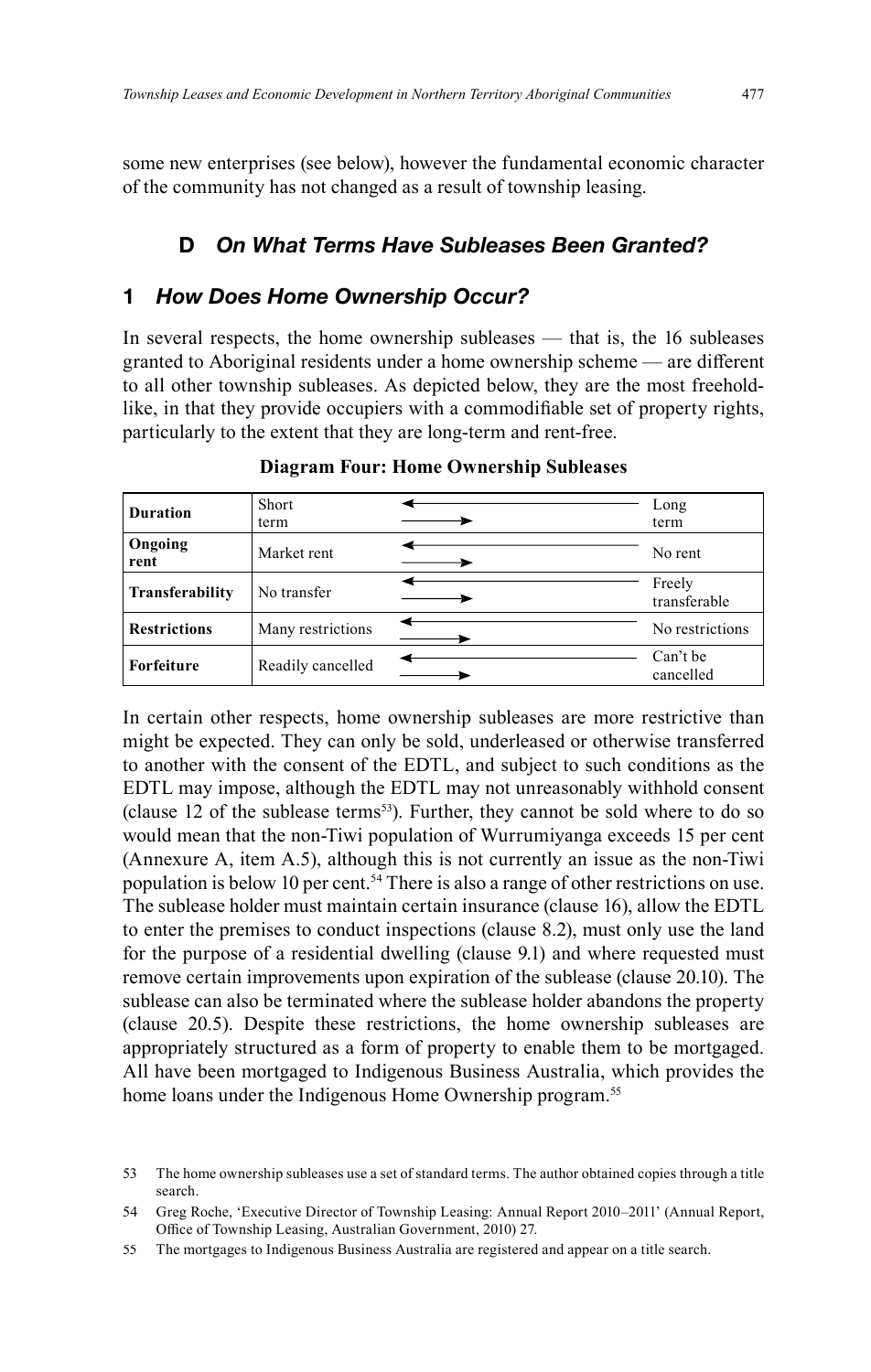some new enterprises (see below), however the fundamental economic character of the community has not changed as a result of township leasing.

## D *On What Terms Have Subleases Been Granted?*

### 1 *How Does Home Ownership Occur?*

In several respects, the home ownership subleases — that is, the 16 subleases granted to Aboriginal residents under a home ownership scheme — are different to all other township subleases. As depicted below, they are the most freehold-like, in that they provide occupiers with a commodifiable set of property rights, particularly to the extent that they are long-term and rent-free.

**Diagram Four: Home Ownership Subleases**

| | | | |
|---|---|---|---|
| **Duration** | Short term | ←——— / ———→ | Long term |
| **Ongoing rent** | Market rent | ←——— / ———→ | No rent |
| **Transferability** | No transfer | ←——— / ———→ | Freely transferable |
| **Restrictions** | Many restrictions | ←——— / ———→ | No restrictions |
| **Forfeiture** | Readily cancelled | ←——— / ———→ | Can't be cancelled |

In certain other respects, home ownership subleases are more restrictive than might be expected. They can only be sold, underleased or otherwise transferred to another with the consent of the EDTL, and subject to such conditions as the EDTL may impose, although the EDTL may not unreasonably withhold consent (clause 12 of the sublease terms[53]). Further, they cannot be sold where to do so would mean that the non-Tiwi population of Wurrumiyanga exceeds 15 per cent (Annexure A, item A.5), although this is not currently an issue as the non-Tiwi population is below 10 per cent.[54] There is also a range of other restrictions on use. The sublease holder must maintain certain insurance (clause 16), allow the EDTL to enter the premises to conduct inspections (clause 8.2), must only use the land for the purpose of a residential dwelling (clause 9.1) and where requested must remove certain improvements upon expiration of the sublease (clause 20.10). The sublease can also be terminated where the sublease holder abandons the property (clause 20.5). Despite these restrictions, the home ownership subleases are appropriately structured as a form of property to enable them to be mortgaged. All have been mortgaged to Indigenous Business Australia, which provides the home loans under the Indigenous Home Ownership program.[55]

---

53 The home ownership subleases use a set of standard terms. The author obtained copies through a title search.

54 Greg Roche, 'Executive Director of Township Leasing: Annual Report 2010–2011' (Annual Report, Office of Township Leasing, Australian Government, 2010) 27.

55 The mortgages to Indigenous Business Australia are registered and appear on a title search.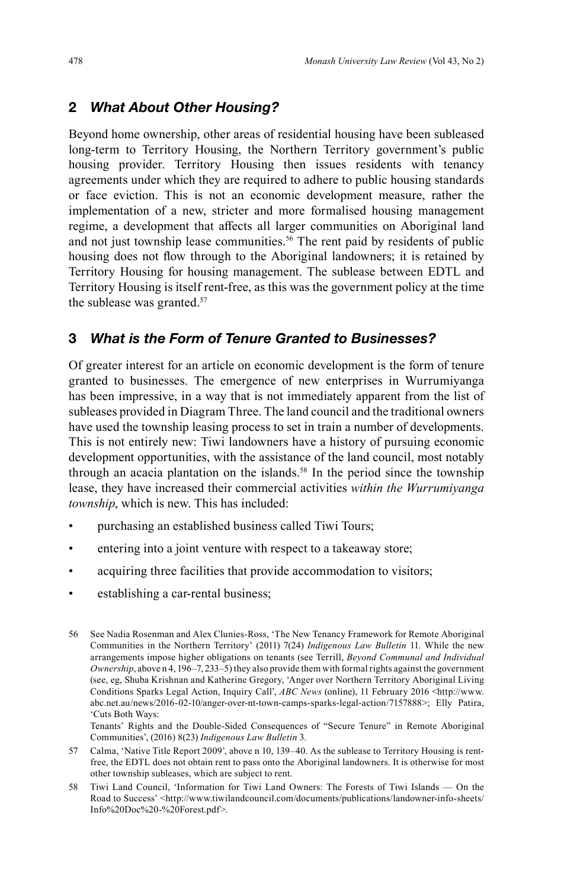### 2 *What About Other Housing?*

Beyond home ownership, other areas of residential housing have been subleased long-term to Territory Housing, the Northern Territory government's public housing provider. Territory Housing then issues residents with tenancy agreements under which they are required to adhere to public housing standards or face eviction. This is not an economic development measure, rather the implementation of a new, stricter and more formalised housing management regime, a development that affects all larger communities on Aboriginal land and not just township lease communities.[56] The rent paid by residents of public housing does not flow through to the Aboriginal landowners; it is retained by Territory Housing for housing management. The sublease between EDTL and Territory Housing is itself rent-free, as this was the government policy at the time the sublease was granted.[57]

### 3 *What is the Form of Tenure Granted to Businesses?*

Of greater interest for an article on economic development is the form of tenure granted to businesses. The emergence of new enterprises in Wurrumiyanga has been impressive, in a way that is not immediately apparent from the list of subleases provided in Diagram Three. The land council and the traditional owners have used the township leasing process to set in train a number of developments. This is not entirely new: Tiwi landowners have a history of pursuing economic development opportunities, with the assistance of the land council, most notably through an acacia plantation on the islands.[58] In the period since the township lease, they have increased their commercial activities *within the Wurrumiyanga township*, which is new. This has included:

- purchasing an established business called Tiwi Tours;
- entering into a joint venture with respect to a takeaway store;
- acquiring three facilities that provide accommodation to visitors;
- establishing a car-rental business;

---

56 See Nadia Rosenman and Alex Clunies-Ross, 'The New Tenancy Framework for Remote Aboriginal Communities in the Northern Territory' (2011) 7(24) *Indigenous Law Bulletin* 11. While the new arrangements impose higher obligations on tenants (see Terrill, *Beyond Communal and Individual Ownership*, above n 4, 196–7, 233–5) they also provide them with formal rights against the government (see, eg, Shuba Krishnan and Katherine Gregory, 'Anger over Northern Territory Aboriginal Living Conditions Sparks Legal Action, Inquiry Call', *ABC News* (online), 11 February 2016 <http://www.abc.net.au/news/2016-02-10/anger-over-nt-town-camps-sparks-legal-action/7157888>; Elly Patira, 'Cuts Both Ways: Tenants' Rights and the Double-Sided Consequences of "Secure Tenure" in Remote Aboriginal Communities', (2016) 8(23) *Indigenous Law Bulletin* 3.

57 Calma, 'Native Title Report 2009', above n 10, 139–40. As the sublease to Territory Housing is rent-free, the EDTL does not obtain rent to pass onto the Aboriginal landowners. It is otherwise for most other township subleases, which are subject to rent.

58 Tiwi Land Council, 'Information for Tiwi Land Owners: The Forests of Tiwi Islands — On the Road to Success' <http://www.tiwilandcouncil.com/documents/publications/landowner-info-sheets/Info%20Doc%20-%20Forest.pdf>.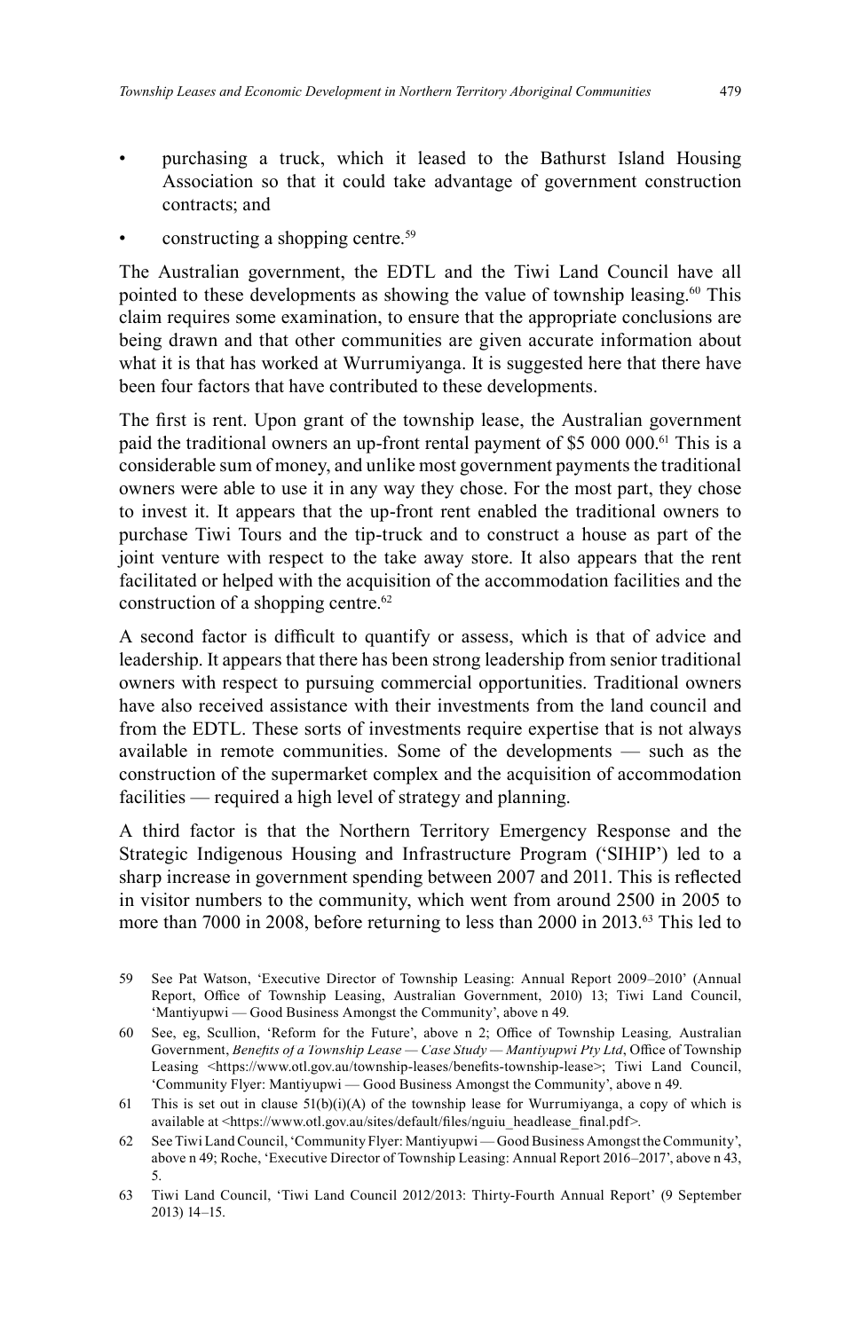- purchasing a truck, which it leased to the Bathurst Island Housing Association so that it could take advantage of government construction contracts; and
- constructing a shopping centre.[59]

The Australian government, the EDTL and the Tiwi Land Council have all pointed to these developments as showing the value of township leasing.[60] This claim requires some examination, to ensure that the appropriate conclusions are being drawn and that other communities are given accurate information about what it is that has worked at Wurrumiyanga. It is suggested here that there have been four factors that have contributed to these developments.

The first is rent. Upon grant of the township lease, the Australian government paid the traditional owners an up-front rental payment of $5 000 000.[61] This is a considerable sum of money, and unlike most government payments the traditional owners were able to use it in any way they chose. For the most part, they chose to invest it. It appears that the up-front rent enabled the traditional owners to purchase Tiwi Tours and the tip-truck and to construct a house as part of the joint venture with respect to the take away store. It also appears that the rent facilitated or helped with the acquisition of the accommodation facilities and the construction of a shopping centre.[62]

A second factor is difficult to quantify or assess, which is that of advice and leadership. It appears that there has been strong leadership from senior traditional owners with respect to pursuing commercial opportunities. Traditional owners have also received assistance with their investments from the land council and from the EDTL. These sorts of investments require expertise that is not always available in remote communities. Some of the developments — such as the construction of the supermarket complex and the acquisition of accommodation facilities — required a high level of strategy and planning.

A third factor is that the Northern Territory Emergency Response and the Strategic Indigenous Housing and Infrastructure Program ('SIHIP') led to a sharp increase in government spending between 2007 and 2011. This is reflected in visitor numbers to the community, which went from around 2500 in 2005 to more than 7000 in 2008, before returning to less than 2000 in 2013.[63] This led to

---

59 See Pat Watson, 'Executive Director of Township Leasing: Annual Report 2009–2010' (Annual Report, Office of Township Leasing, Australian Government, 2010) 13; Tiwi Land Council, 'Mantiyupwi — Good Business Amongst the Community', above n 49.

60 See, eg, Scullion, 'Reform for the Future', above n 2; Office of Township Leasing, Australian Government, *Benefits of a Township Lease — Case Study — Mantiyupwi Pty Ltd*, Office of Township Leasing <https://www.otl.gov.au/township-leases/benefits-township-lease>; Tiwi Land Council, 'Community Flyer: Mantiyupwi — Good Business Amongst the Community', above n 49.

61 This is set out in clause 51(b)(i)(A) of the township lease for Wurrumiyanga, a copy of which is available at <https://www.otl.gov.au/sites/default/files/nguiu_headlease_final.pdf>.

62 See Tiwi Land Council, 'Community Flyer: Mantiyupwi — Good Business Amongst the Community', above n 49; Roche, 'Executive Director of Township Leasing: Annual Report 2016–2017', above n 43, 5.

63 Tiwi Land Council, 'Tiwi Land Council 2012/2013: Thirty-Fourth Annual Report' (9 September 2013) 14–15.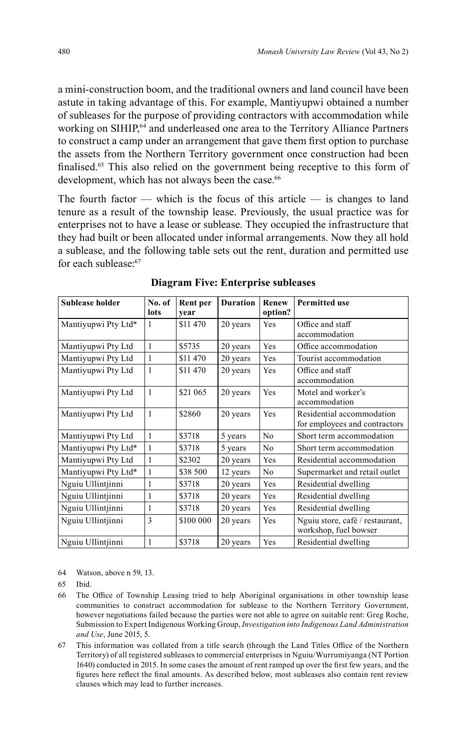a mini-construction boom, and the traditional owners and land council have been astute in taking advantage of this. For example, Mantiyupwi obtained a number of subleases for the purpose of providing contractors with accommodation while working on SIHIP,[64] and underleased one area to the Territory Alliance Partners to construct a camp under an arrangement that gave them first option to purchase the assets from the Northern Territory government once construction had been finalised.[65] This also relied on the government being receptive to this form of development, which has not always been the case.[66]

The fourth factor — which is the focus of this article — is changes to land tenure as a result of the township lease. Previously, the usual practice was for enterprises not to have a lease or sublease. They occupied the infrastructure that they had built or been allocated under informal arrangements. Now they all hold a sublease, and the following table sets out the rent, duration and permitted use for each sublease:[67]

**Diagram Five: Enterprise subleases**

| Sublease holder | No. of lots | Rent per year | Duration | Renew option? | Permitted use |
|---|---|---|---|---|---|
| Mantiyupwi Pty Ltd* | 1 | $11 470 | 20 years | Yes | Office and staff accommodation |
| Mantiyupwi Pty Ltd | 1 | $5735 | 20 years | Yes | Office accommodation |
| Mantiyupwi Pty Ltd | 1 | $11 470 | 20 years | Yes | Tourist accommodation |
| Mantiyupwi Pty Ltd | 1 | $11 470 | 20 years | Yes | Office and staff accommodation |
| Mantiyupwi Pty Ltd | 1 | $21 065 | 20 years | Yes | Motel and worker's accommodation |
| Mantiyupwi Pty Ltd | 1 | $2860 | 20 years | Yes | Residential accommodation for employees and contractors |
| Mantiyupwi Pty Ltd | 1 | $3718 | 5 years | No | Short term accommodation |
| Mantiyupwi Pty Ltd* | 1 | $3718 | 5 years | No | Short term accommodation |
| Mantiyupwi Pty Ltd | 1 | $2302 | 20 years | Yes | Residential accommodation |
| Mantiyupwi Pty Ltd* | 1 | $38 500 | 12 years | No | Supermarket and retail outlet |
| Nguiu Ullintjinni | 1 | $3718 | 20 years | Yes | Residential dwelling |
| Nguiu Ullintjinni | 1 | $3718 | 20 years | Yes | Residential dwelling |
| Nguiu Ullintjinni | 1 | $3718 | 20 years | Yes | Residential dwelling |
| Nguiu Ullintjinni | 3 | $100 000 | 20 years | Yes | Nguiu store, café / restaurant, workshop, fuel bowser |
| Nguiu Ullintjinni | 1 | $3718 | 20 years | Yes | Residential dwelling |

64 Watson, above n 59, 13.

65 Ibid.

66 The Office of Township Leasing tried to help Aboriginal organisations in other township lease communities to construct accommodation for sublease to the Northern Territory Government, however negotiations failed because the parties were not able to agree on suitable rent: Greg Roche, Submission to Expert Indigenous Working Group, *Investigation into Indigenous Land Administration and Use*, June 2015, 5.

67 This information was collated from a title search (through the Land Titles Office of the Northern Territory) of all registered subleases to commercial enterprises in Nguiu/Wurrumiyanga (NT Portion 1640) conducted in 2015. In some cases the amount of rent ramped up over the first few years, and the figures here reflect the final amounts. As described below, most subleases also contain rent review clauses which may lead to further increases.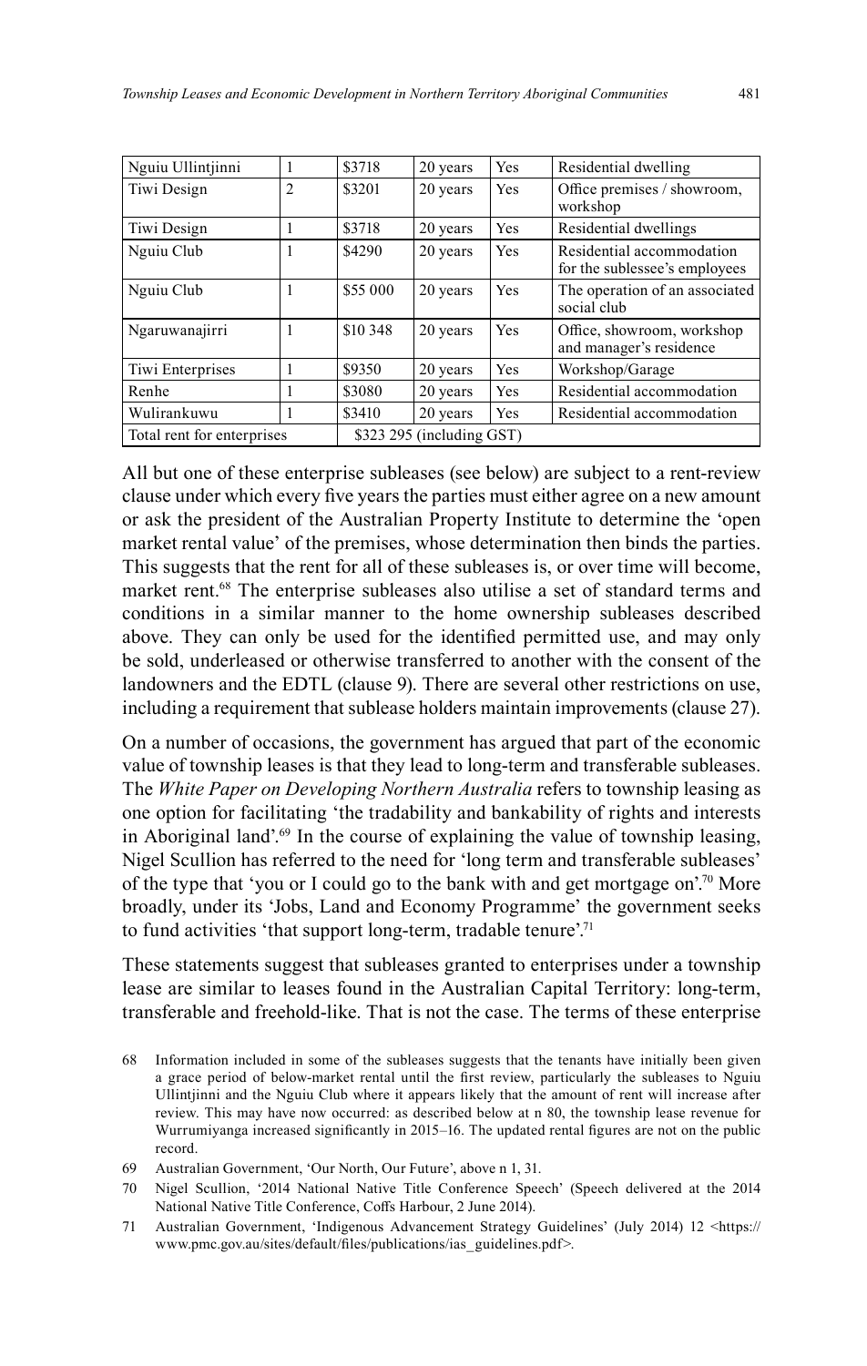| Nguiu Ullintjinni | 1 | \$3718 | 20 years | Yes | Residential dwelling |
|---|---|---|---|---|---|
| Tiwi Design | 2 | \$3201 | 20 years | Yes | Office premises / showroom, workshop |
| Tiwi Design | 1 | \$3718 | 20 years | Yes | Residential dwellings |
| Nguiu Club | 1 | \$4290 | 20 years | Yes | Residential accommodation for the sublessee's employees |
| Nguiu Club | 1 | \$55 000 | 20 years | Yes | The operation of an associated social club |
| Ngaruwanajirri | 1 | \$10 348 | 20 years | Yes | Office, showroom, workshop and manager's residence |
| Tiwi Enterprises | 1 | \$9350 | 20 years | Yes | Workshop/Garage |
| Renhe | 1 | \$3080 | 20 years | Yes | Residential accommodation |
| Wulirankuwu | 1 | \$3410 | 20 years | Yes | Residential accommodation |
| Total rent for enterprises | | \$323 295 (including GST) | | | |

All but one of these enterprise subleases (see below) are subject to a rent-review clause under which every five years the parties must either agree on a new amount or ask the president of the Australian Property Institute to determine the 'open market rental value' of the premises, whose determination then binds the parties. This suggests that the rent for all of these subleases is, or over time will become, market rent.[68] The enterprise subleases also utilise a set of standard terms and conditions in a similar manner to the home ownership subleases described above. They can only be used for the identified permitted use, and may only be sold, underleased or otherwise transferred to another with the consent of the landowners and the EDTL (clause 9). There are several other restrictions on use, including a requirement that sublease holders maintain improvements (clause 27).

On a number of occasions, the government has argued that part of the economic value of township leases is that they lead to long-term and transferable subleases. The *White Paper on Developing Northern Australia* refers to township leasing as one option for facilitating 'the tradability and bankability of rights and interests in Aboriginal land'.[69] In the course of explaining the value of township leasing, Nigel Scullion has referred to the need for 'long term and transferable subleases' of the type that 'you or I could go to the bank with and get mortgage on'.[70] More broadly, under its 'Jobs, Land and Economy Programme' the government seeks to fund activities 'that support long-term, tradable tenure'.[71]

These statements suggest that subleases granted to enterprises under a township lease are similar to leases found in the Australian Capital Territory: long-term, transferable and freehold-like. That is not the case. The terms of these enterprise

68 Information included in some of the subleases suggests that the tenants have initially been given a grace period of below-market rental until the first review, particularly the subleases to Nguiu Ullintjinni and the Nguiu Club where it appears likely that the amount of rent will increase after review. This may have now occurred: as described below at n 80, the township lease revenue for Wurrumiyanga increased significantly in 2015–16. The updated rental figures are not on the public record.

69 Australian Government, 'Our North, Our Future', above n 1, 31.

70 Nigel Scullion, '2014 National Native Title Conference Speech' (Speech delivered at the 2014 National Native Title Conference, Coffs Harbour, 2 June 2014).

71 Australian Government, 'Indigenous Advancement Strategy Guidelines' (July 2014) 12 <https://www.pmc.gov.au/sites/default/files/publications/ias_guidelines.pdf>.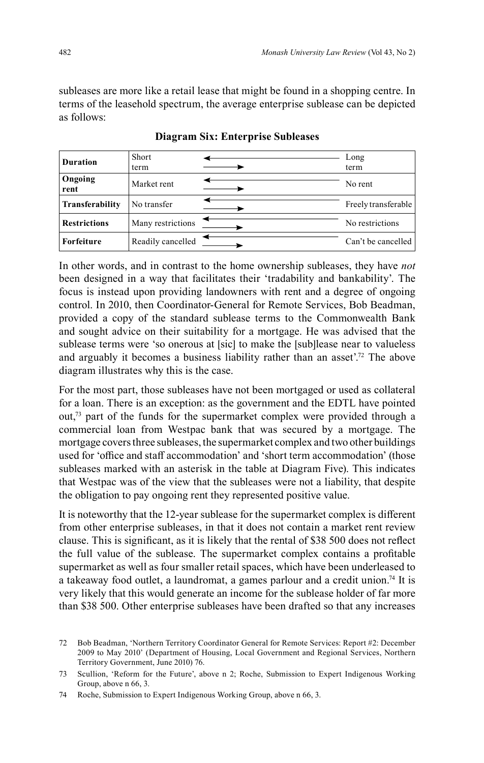subleases are more like a retail lease that might be found in a shopping centre. In terms of the leasehold spectrum, the average enterprise sublease can be depicted as follows:

**Diagram Six: Enterprise Subleases**

| | | | |
|---|---|---|---|
| **Duration** | Short term | ←——— ——→ | Long term |
| **Ongoing rent** | Market rent | ←——— ——→ | No rent |
| **Transferability** | No transfer | ←——— ——→ | Freely transferable |
| **Restrictions** | Many restrictions | ←——— ——→ | No restrictions |
| **Forfeiture** | Readily cancelled | ←——— ——→ | Can't be cancelled |

In other words, and in contrast to the home ownership subleases, they have *not* been designed in a way that facilitates their 'tradability and bankability'. The focus is instead upon providing landowners with rent and a degree of ongoing control. In 2010, then Coordinator-General for Remote Services, Bob Beadman, provided a copy of the standard sublease terms to the Commonwealth Bank and sought advice on their suitability for a mortgage. He was advised that the sublease terms were 'so onerous at [sic] to make the [sub]lease near to valueless and arguably it becomes a business liability rather than an asset'.[72] The above diagram illustrates why this is the case.

For the most part, those subleases have not been mortgaged or used as collateral for a loan. There is an exception: as the government and the EDTL have pointed out,[73] part of the funds for the supermarket complex were provided through a commercial loan from Westpac bank that was secured by a mortgage. The mortgage covers three subleases, the supermarket complex and two other buildings used for 'office and staff accommodation' and 'short term accommodation' (those subleases marked with an asterisk in the table at Diagram Five). This indicates that Westpac was of the view that the subleases were not a liability, that despite the obligation to pay ongoing rent they represented positive value.

It is noteworthy that the 12-year sublease for the supermarket complex is different from other enterprise subleases, in that it does not contain a market rent review clause. This is significant, as it is likely that the rental of $38 500 does not reflect the full value of the sublease. The supermarket complex contains a profitable supermarket as well as four smaller retail spaces, which have been underleased to a takeaway food outlet, a laundromat, a games parlour and a credit union.[74] It is very likely that this would generate an income for the sublease holder of far more than $38 500. Other enterprise subleases have been drafted so that any increases

72 Bob Beadman, 'Northern Territory Coordinator General for Remote Services: Report #2: December 2009 to May 2010' (Department of Housing, Local Government and Regional Services, Northern Territory Government, June 2010) 76.

73 Scullion, 'Reform for the Future', above n 2; Roche, Submission to Expert Indigenous Working Group, above n 66, 3.

74 Roche, Submission to Expert Indigenous Working Group, above n 66, 3.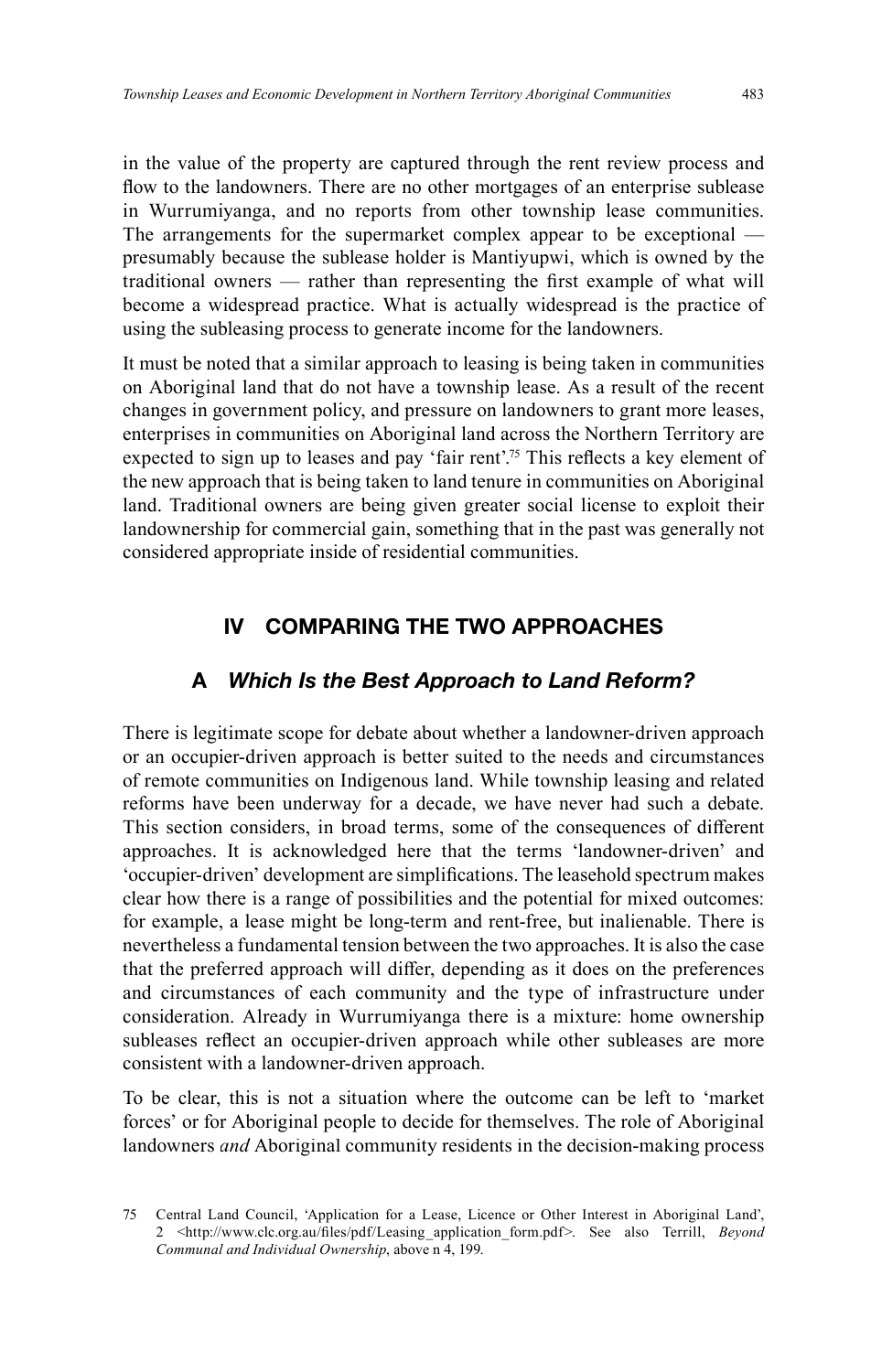in the value of the property are captured through the rent review process and flow to the landowners. There are no other mortgages of an enterprise sublease in Wurrumiyanga, and no reports from other township lease communities. The arrangements for the supermarket complex appear to be exceptional — presumably because the sublease holder is Mantiyupwi, which is owned by the traditional owners — rather than representing the first example of what will become a widespread practice. What is actually widespread is the practice of using the subleasing process to generate income for the landowners.

It must be noted that a similar approach to leasing is being taken in communities on Aboriginal land that do not have a township lease. As a result of the recent changes in government policy, and pressure on landowners to grant more leases, enterprises in communities on Aboriginal land across the Northern Territory are expected to sign up to leases and pay 'fair rent'.[75] This reflects a key element of the new approach that is being taken to land tenure in communities on Aboriginal land. Traditional owners are being given greater social license to exploit their landownership for commercial gain, something that in the past was generally not considered appropriate inside of residential communities.

## IV COMPARING THE TWO APPROACHES

### A *Which Is the Best Approach to Land Reform?*

There is legitimate scope for debate about whether a landowner-driven approach or an occupier-driven approach is better suited to the needs and circumstances of remote communities on Indigenous land. While township leasing and related reforms have been underway for a decade, we have never had such a debate. This section considers, in broad terms, some of the consequences of different approaches. It is acknowledged here that the terms 'landowner-driven' and 'occupier-driven' development are simplifications. The leasehold spectrum makes clear how there is a range of possibilities and the potential for mixed outcomes: for example, a lease might be long-term and rent-free, but inalienable. There is nevertheless a fundamental tension between the two approaches. It is also the case that the preferred approach will differ, depending as it does on the preferences and circumstances of each community and the type of infrastructure under consideration. Already in Wurrumiyanga there is a mixture: home ownership subleases reflect an occupier-driven approach while other subleases are more consistent with a landowner-driven approach.

To be clear, this is not a situation where the outcome can be left to 'market forces' or for Aboriginal people to decide for themselves. The role of Aboriginal landowners *and* Aboriginal community residents in the decision-making process

75 Central Land Council, 'Application for a Lease, Licence or Other Interest in Aboriginal Land', 2 <http://www.clc.org.au/files/pdf/Leasing_application_form.pdf>. See also Terrill, *Beyond Communal and Individual Ownership*, above n 4, 199.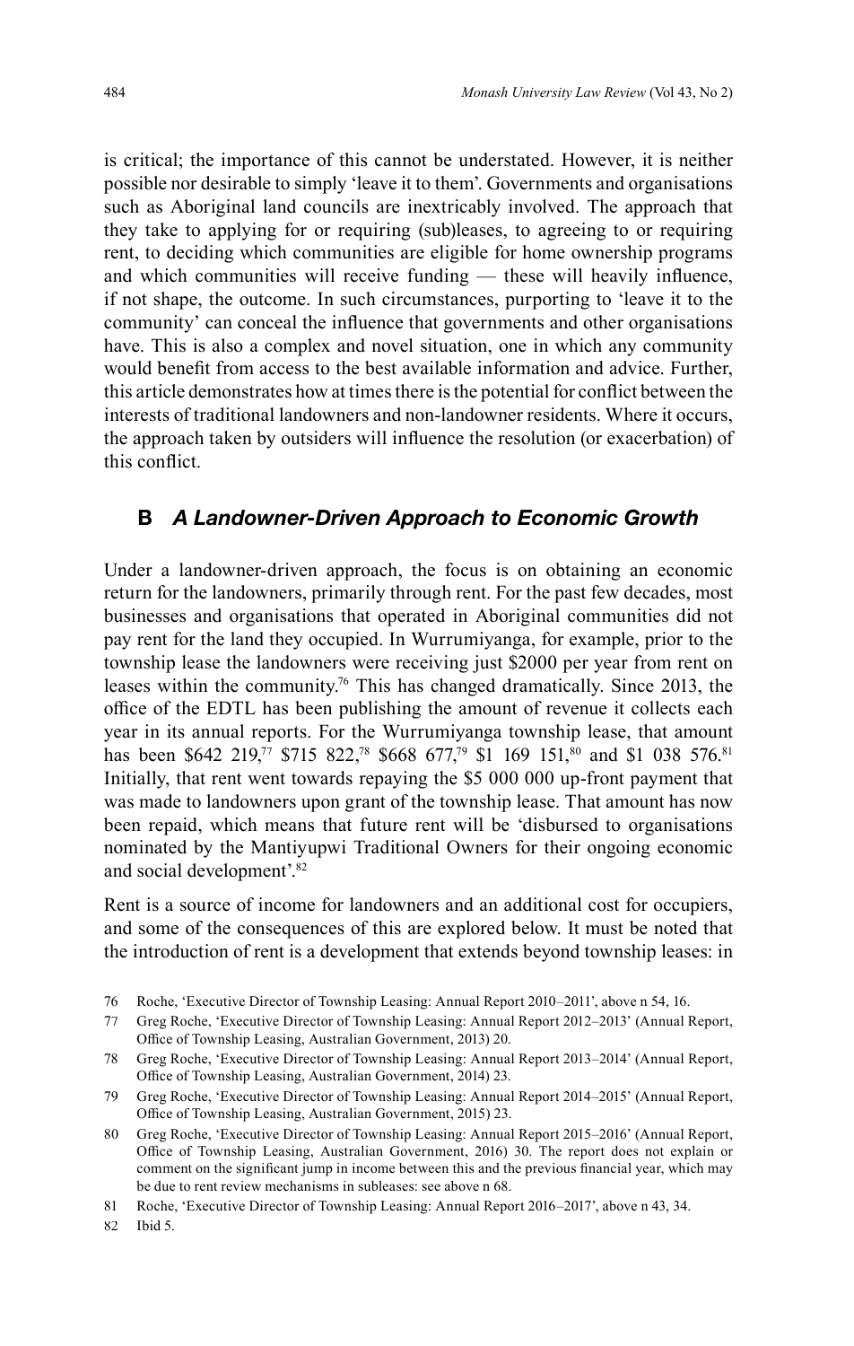is critical; the importance of this cannot be understated. However, it is neither possible nor desirable to simply 'leave it to them'. Governments and organisations such as Aboriginal land councils are inextricably involved. The approach that they take to applying for or requiring (sub)leases, to agreeing to or requiring rent, to deciding which communities are eligible for home ownership programs and which communities will receive funding — these will heavily influence, if not shape, the outcome. In such circumstances, purporting to 'leave it to the community' can conceal the influence that governments and other organisations have. This is also a complex and novel situation, one in which any community would benefit from access to the best available information and advice. Further, this article demonstrates how at times there is the potential for conflict between the interests of traditional landowners and non-landowner residents. Where it occurs, the approach taken by outsiders will influence the resolution (or exacerbation) of this conflict.

## B *A Landowner-Driven Approach to Economic Growth*

Under a landowner-driven approach, the focus is on obtaining an economic return for the landowners, primarily through rent. For the past few decades, most businesses and organisations that operated in Aboriginal communities did not pay rent for the land they occupied. In Wurrumiyanga, for example, prior to the township lease the landowners were receiving just \$2000 per year from rent on leases within the community.[76] This has changed dramatically. Since 2013, the office of the EDTL has been publishing the amount of revenue it collects each year in its annual reports. For the Wurrumiyanga township lease, that amount has been \$642 219,[77] \$715 822,[78] \$668 677,[79] \$1 169 151,[80] and \$1 038 576.[81] Initially, that rent went towards repaying the \$5 000 000 up-front payment that was made to landowners upon grant of the township lease. That amount has now been repaid, which means that future rent will be 'disbursed to organisations nominated by the Mantiyupwi Traditional Owners for their ongoing economic and social development'.[82]

Rent is a source of income for landowners and an additional cost for occupiers, and some of the consequences of this are explored below. It must be noted that the introduction of rent is a development that extends beyond township leases: in

76 Roche, 'Executive Director of Township Leasing: Annual Report 2010–2011', above n 54, 16.

77 Greg Roche, 'Executive Director of Township Leasing: Annual Report 2012–2013' (Annual Report, Office of Township Leasing, Australian Government, 2013) 20.

78 Greg Roche, 'Executive Director of Township Leasing: Annual Report 2013–2014' (Annual Report, Office of Township Leasing, Australian Government, 2014) 23.

79 Greg Roche, 'Executive Director of Township Leasing: Annual Report 2014–2015' (Annual Report, Office of Township Leasing, Australian Government, 2015) 23.

80 Greg Roche, 'Executive Director of Township Leasing: Annual Report 2015–2016' (Annual Report, Office of Township Leasing, Australian Government, 2016) 30. The report does not explain or comment on the significant jump in income between this and the previous financial year, which may be due to rent review mechanisms in subleases: see above n 68.

81 Roche, 'Executive Director of Township Leasing: Annual Report 2016–2017', above n 43, 34.

82 Ibid 5.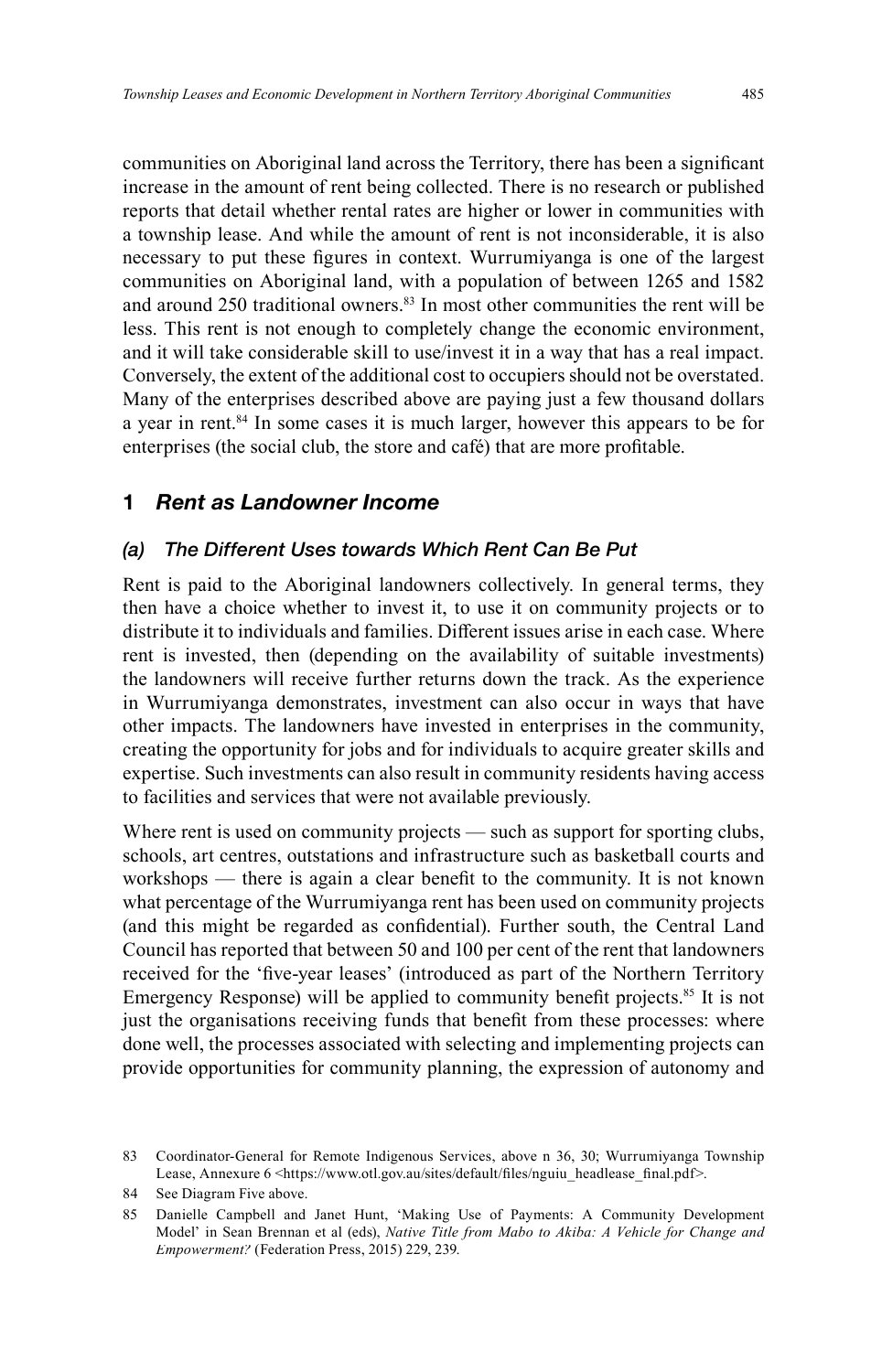communities on Aboriginal land across the Territory, there has been a significant increase in the amount of rent being collected. There is no research or published reports that detail whether rental rates are higher or lower in communities with a township lease. And while the amount of rent is not inconsiderable, it is also necessary to put these figures in context. Wurrumiyanga is one of the largest communities on Aboriginal land, with a population of between 1265 and 1582 and around 250 traditional owners.[83] In most other communities the rent will be less. This rent is not enough to completely change the economic environment, and it will take considerable skill to use/invest it in a way that has a real impact. Conversely, the extent of the additional cost to occupiers should not be overstated. Many of the enterprises described above are paying just a few thousand dollars a year in rent.[84] In some cases it is much larger, however this appears to be for enterprises (the social club, the store and café) that are more profitable.

## 1 *Rent as Landowner Income*

### *(a) The Different Uses towards Which Rent Can Be Put*

Rent is paid to the Aboriginal landowners collectively. In general terms, they then have a choice whether to invest it, to use it on community projects or to distribute it to individuals and families. Different issues arise in each case. Where rent is invested, then (depending on the availability of suitable investments) the landowners will receive further returns down the track. As the experience in Wurrumiyanga demonstrates, investment can also occur in ways that have other impacts. The landowners have invested in enterprises in the community, creating the opportunity for jobs and for individuals to acquire greater skills and expertise. Such investments can also result in community residents having access to facilities and services that were not available previously.

Where rent is used on community projects — such as support for sporting clubs, schools, art centres, outstations and infrastructure such as basketball courts and workshops — there is again a clear benefit to the community. It is not known what percentage of the Wurrumiyanga rent has been used on community projects (and this might be regarded as confidential). Further south, the Central Land Council has reported that between 50 and 100 per cent of the rent that landowners received for the 'five-year leases' (introduced as part of the Northern Territory Emergency Response) will be applied to community benefit projects.[85] It is not just the organisations receiving funds that benefit from these processes: where done well, the processes associated with selecting and implementing projects can provide opportunities for community planning, the expression of autonomy and

83 Coordinator-General for Remote Indigenous Services, above n 36, 30; Wurrumiyanga Township Lease, Annexure 6 <https://www.otl.gov.au/sites/default/files/nguiu_headlease_final.pdf>.

84 See Diagram Five above.

85 Danielle Campbell and Janet Hunt, 'Making Use of Payments: A Community Development Model' in Sean Brennan et al (eds), *Native Title from Mabo to Akiba: A Vehicle for Change and Empowerment?* (Federation Press, 2015) 229, 239.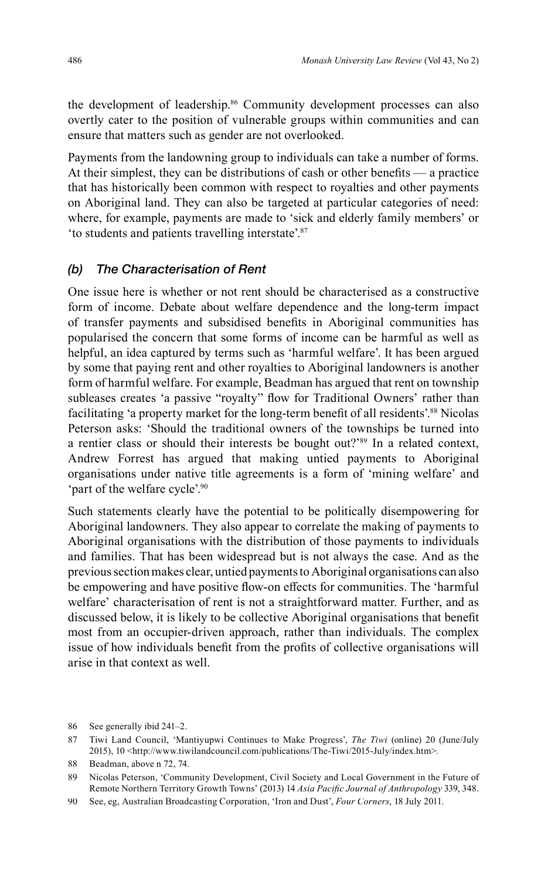the development of leadership.[86] Community development processes can also overtly cater to the position of vulnerable groups within communities and can ensure that matters such as gender are not overlooked.

Payments from the landowning group to individuals can take a number of forms. At their simplest, they can be distributions of cash or other benefits — a practice that has historically been common with respect to royalties and other payments on Aboriginal land. They can also be targeted at particular categories of need: where, for example, payments are made to 'sick and elderly family members' or 'to students and patients travelling interstate'.[87]

### *(b) The Characterisation of Rent*

One issue here is whether or not rent should be characterised as a constructive form of income. Debate about welfare dependence and the long-term impact of transfer payments and subsidised benefits in Aboriginal communities has popularised the concern that some forms of income can be harmful as well as helpful, an idea captured by terms such as 'harmful welfare'. It has been argued by some that paying rent and other royalties to Aboriginal landowners is another form of harmful welfare. For example, Beadman has argued that rent on township subleases creates 'a passive "royalty" flow for Traditional Owners' rather than facilitating 'a property market for the long-term benefit of all residents'.[88] Nicolas Peterson asks: 'Should the traditional owners of the townships be turned into a rentier class or should their interests be bought out?'[89] In a related context, Andrew Forrest has argued that making untied payments to Aboriginal organisations under native title agreements is a form of 'mining welfare' and 'part of the welfare cycle'.[90]

Such statements clearly have the potential to be politically disempowering for Aboriginal landowners. They also appear to correlate the making of payments to Aboriginal organisations with the distribution of those payments to individuals and families. That has been widespread but is not always the case. And as the previous section makes clear, untied payments to Aboriginal organisations can also be empowering and have positive flow-on effects for communities. The 'harmful welfare' characterisation of rent is not a straightforward matter. Further, and as discussed below, it is likely to be collective Aboriginal organisations that benefit most from an occupier-driven approach, rather than individuals. The complex issue of how individuals benefit from the profits of collective organisations will arise in that context as well.

---

86 See generally ibid 241–2.

87 Tiwi Land Council, 'Mantiyupwi Continues to Make Progress', *The Tiwi* (online) 20 (June/July 2015), 10 <http://www.tiwilandcouncil.com/publications/The-Tiwi/2015-July/index.htm>.

88 Beadman, above n 72, 74.

89 Nicolas Peterson, 'Community Development, Civil Society and Local Government in the Future of Remote Northern Territory Growth Towns' (2013) 14 *Asia Pacific Journal of Anthropology* 339, 348.

90 See, eg, Australian Broadcasting Corporation, 'Iron and Dust', *Four Corners*, 18 July 2011.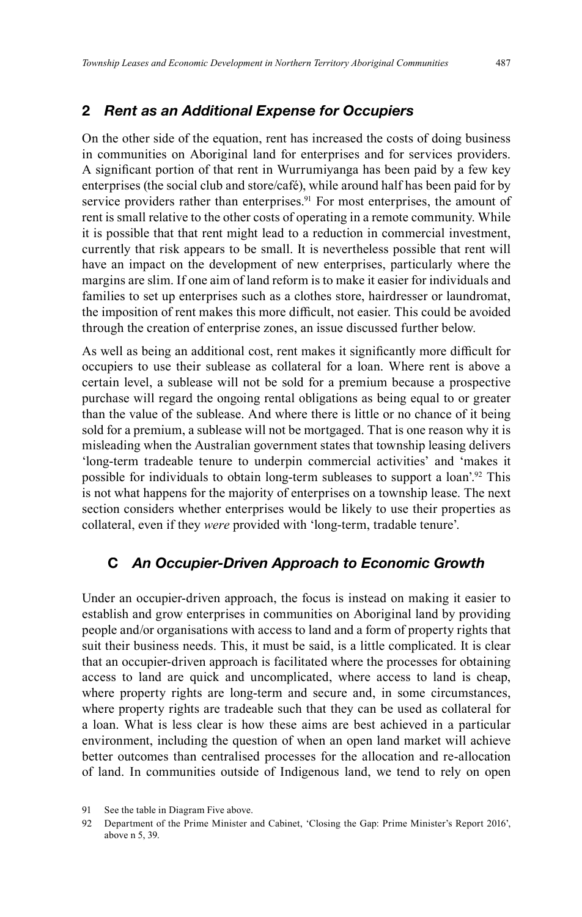### 2 *Rent as an Additional Expense for Occupiers*

On the other side of the equation, rent has increased the costs of doing business in communities on Aboriginal land for enterprises and for services providers. A significant portion of that rent in Wurrumiyanga has been paid by a few key enterprises (the social club and store/café), while around half has been paid for by service providers rather than enterprises.[91] For most enterprises, the amount of rent is small relative to the other costs of operating in a remote community. While it is possible that that rent might lead to a reduction in commercial investment, currently that risk appears to be small. It is nevertheless possible that rent will have an impact on the development of new enterprises, particularly where the margins are slim. If one aim of land reform is to make it easier for individuals and families to set up enterprises such as a clothes store, hairdresser or laundromat, the imposition of rent makes this more difficult, not easier. This could be avoided through the creation of enterprise zones, an issue discussed further below.

As well as being an additional cost, rent makes it significantly more difficult for occupiers to use their sublease as collateral for a loan. Where rent is above a certain level, a sublease will not be sold for a premium because a prospective purchase will regard the ongoing rental obligations as being equal to or greater than the value of the sublease. And where there is little or no chance of it being sold for a premium, a sublease will not be mortgaged. That is one reason why it is misleading when the Australian government states that township leasing delivers 'long-term tradeable tenure to underpin commercial activities' and 'makes it possible for individuals to obtain long-term subleases to support a loan'.[92] This is not what happens for the majority of enterprises on a township lease. The next section considers whether enterprises would be likely to use their properties as collateral, even if they *were* provided with 'long-term, tradable tenure'.

## C *An Occupier-Driven Approach to Economic Growth*

Under an occupier-driven approach, the focus is instead on making it easier to establish and grow enterprises in communities on Aboriginal land by providing people and/or organisations with access to land and a form of property rights that suit their business needs. This, it must be said, is a little complicated. It is clear that an occupier-driven approach is facilitated where the processes for obtaining access to land are quick and uncomplicated, where access to land is cheap, where property rights are long-term and secure and, in some circumstances, where property rights are tradeable such that they can be used as collateral for a loan. What is less clear is how these aims are best achieved in a particular environment, including the question of when an open land market will achieve better outcomes than centralised processes for the allocation and re-allocation of land. In communities outside of Indigenous land, we tend to rely on open

91 See the table in Diagram Five above.

92 Department of the Prime Minister and Cabinet, 'Closing the Gap: Prime Minister's Report 2016', above n 5, 39.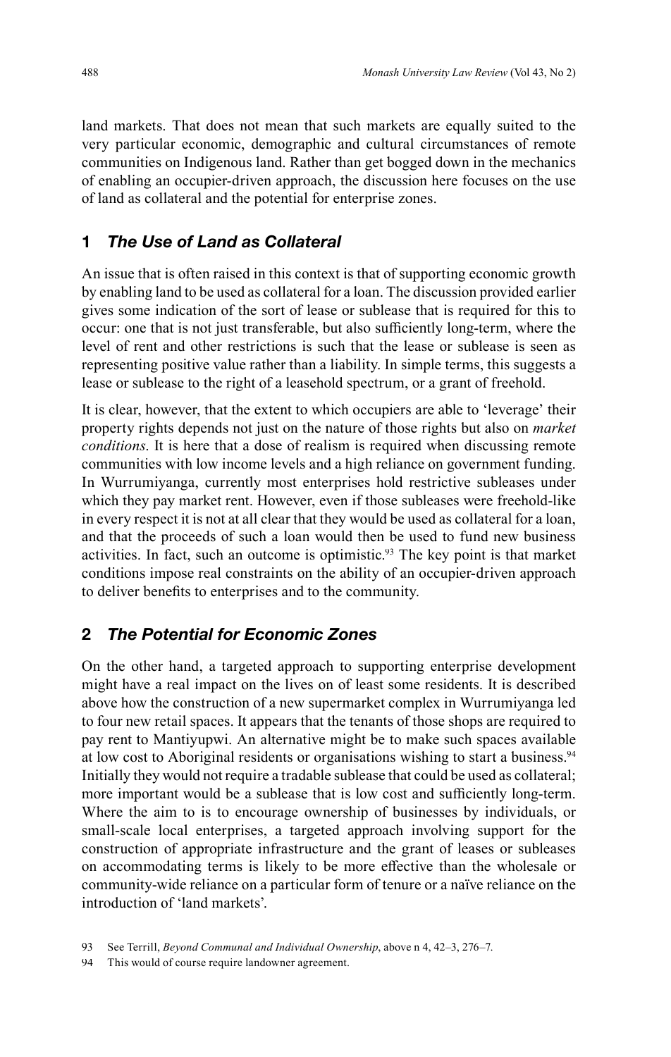land markets. That does not mean that such markets are equally suited to the very particular economic, demographic and cultural circumstances of remote communities on Indigenous land. Rather than get bogged down in the mechanics of enabling an occupier-driven approach, the discussion here focuses on the use of land as collateral and the potential for enterprise zones.

### 1 *The Use of Land as Collateral*

An issue that is often raised in this context is that of supporting economic growth by enabling land to be used as collateral for a loan. The discussion provided earlier gives some indication of the sort of lease or sublease that is required for this to occur: one that is not just transferable, but also sufficiently long-term, where the level of rent and other restrictions is such that the lease or sublease is seen as representing positive value rather than a liability. In simple terms, this suggests a lease or sublease to the right of a leasehold spectrum, or a grant of freehold.

It is clear, however, that the extent to which occupiers are able to 'leverage' their property rights depends not just on the nature of those rights but also on *market conditions*. It is here that a dose of realism is required when discussing remote communities with low income levels and a high reliance on government funding. In Wurrumiyanga, currently most enterprises hold restrictive subleases under which they pay market rent. However, even if those subleases were freehold-like in every respect it is not at all clear that they would be used as collateral for a loan, and that the proceeds of such a loan would then be used to fund new business activities. In fact, such an outcome is optimistic.[93] The key point is that market conditions impose real constraints on the ability of an occupier-driven approach to deliver benefits to enterprises and to the community.

### 2 *The Potential for Economic Zones*

On the other hand, a targeted approach to supporting enterprise development might have a real impact on the lives on of least some residents. It is described above how the construction of a new supermarket complex in Wurrumiyanga led to four new retail spaces. It appears that the tenants of those shops are required to pay rent to Mantiyupwi. An alternative might be to make such spaces available at low cost to Aboriginal residents or organisations wishing to start a business.[94] Initially they would not require a tradable sublease that could be used as collateral; more important would be a sublease that is low cost and sufficiently long-term. Where the aim to is to encourage ownership of businesses by individuals, or small-scale local enterprises, a targeted approach involving support for the construction of appropriate infrastructure and the grant of leases or subleases on accommodating terms is likely to be more effective than the wholesale or community-wide reliance on a particular form of tenure or a naïve reliance on the introduction of 'land markets'.

93 See Terrill, *Beyond Communal and Individual Ownership*, above n 4, 42–3, 276–7.

94 This would of course require landowner agreement.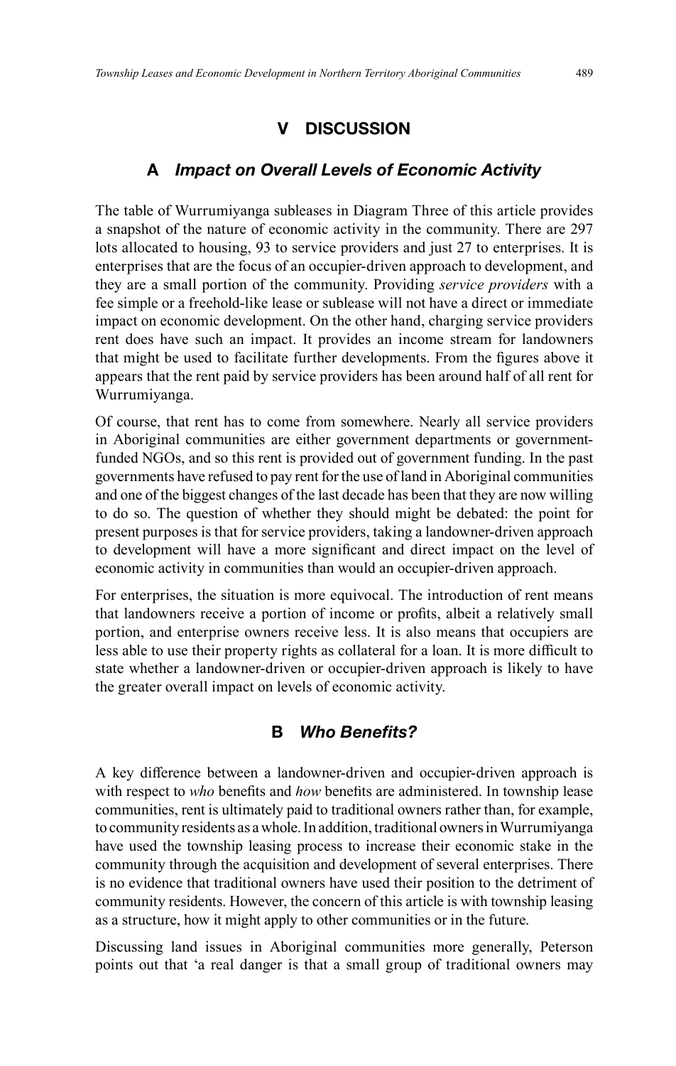## V DISCUSSION

### A *Impact on Overall Levels of Economic Activity*

The table of Wurrumiyanga subleases in Diagram Three of this article provides a snapshot of the nature of economic activity in the community. There are 297 lots allocated to housing, 93 to service providers and just 27 to enterprises. It is enterprises that are the focus of an occupier-driven approach to development, and they are a small portion of the community. Providing *service providers* with a fee simple or a freehold-like lease or sublease will not have a direct or immediate impact on economic development. On the other hand, charging service providers rent does have such an impact. It provides an income stream for landowners that might be used to facilitate further developments. From the figures above it appears that the rent paid by service providers has been around half of all rent for Wurrumiyanga.

Of course, that rent has to come from somewhere. Nearly all service providers in Aboriginal communities are either government departments or government-funded NGOs, and so this rent is provided out of government funding. In the past governments have refused to pay rent for the use of land in Aboriginal communities and one of the biggest changes of the last decade has been that they are now willing to do so. The question of whether they should might be debated: the point for present purposes is that for service providers, taking a landowner-driven approach to development will have a more significant and direct impact on the level of economic activity in communities than would an occupier-driven approach.

For enterprises, the situation is more equivocal. The introduction of rent means that landowners receive a portion of income or profits, albeit a relatively small portion, and enterprise owners receive less. It is also means that occupiers are less able to use their property rights as collateral for a loan. It is more difficult to state whether a landowner-driven or occupier-driven approach is likely to have the greater overall impact on levels of economic activity.

### B *Who Benefits?*

A key difference between a landowner-driven and occupier-driven approach is with respect to *who* benefits and *how* benefits are administered. In township lease communities, rent is ultimately paid to traditional owners rather than, for example, to community residents as a whole. In addition, traditional owners in Wurrumiyanga have used the township leasing process to increase their economic stake in the community through the acquisition and development of several enterprises. There is no evidence that traditional owners have used their position to the detriment of community residents. However, the concern of this article is with township leasing as a structure, how it might apply to other communities or in the future.

Discussing land issues in Aboriginal communities more generally, Peterson points out that 'a real danger is that a small group of traditional owners may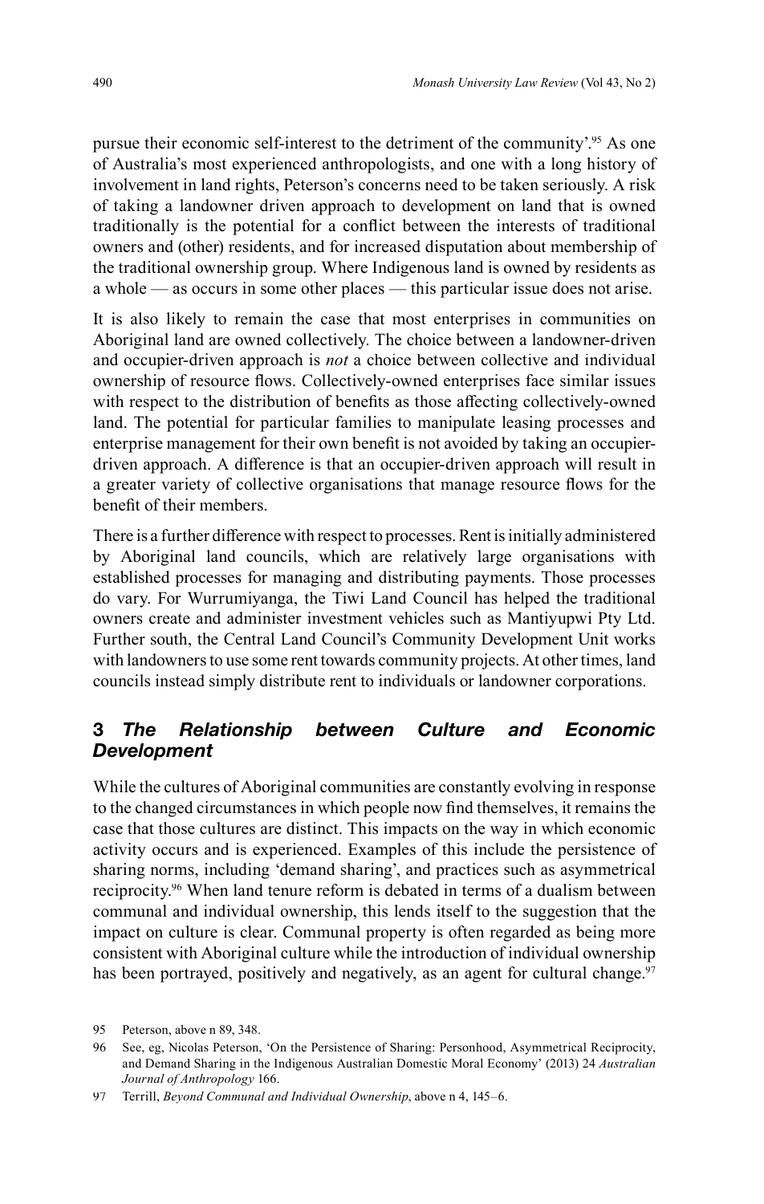pursue their economic self-interest to the detriment of the community'.[95] As one of Australia's most experienced anthropologists, and one with a long history of involvement in land rights, Peterson's concerns need to be taken seriously. A risk of taking a landowner driven approach to development on land that is owned traditionally is the potential for a conflict between the interests of traditional owners and (other) residents, and for increased disputation about membership of the traditional ownership group. Where Indigenous land is owned by residents as a whole — as occurs in some other places — this particular issue does not arise.

It is also likely to remain the case that most enterprises in communities on Aboriginal land are owned collectively. The choice between a landowner-driven and occupier-driven approach is *not* a choice between collective and individual ownership of resource flows. Collectively-owned enterprises face similar issues with respect to the distribution of benefits as those affecting collectively-owned land. The potential for particular families to manipulate leasing processes and enterprise management for their own benefit is not avoided by taking an occupier-driven approach. A difference is that an occupier-driven approach will result in a greater variety of collective organisations that manage resource flows for the benefit of their members.

There is a further difference with respect to processes. Rent is initially administered by Aboriginal land councils, which are relatively large organisations with established processes for managing and distributing payments. Those processes do vary. For Wurrumiyanga, the Tiwi Land Council has helped the traditional owners create and administer investment vehicles such as Mantiyupwi Pty Ltd. Further south, the Central Land Council's Community Development Unit works with landowners to use some rent towards community projects. At other times, land councils instead simply distribute rent to individuals or landowner corporations.

### 3 *The Relationship between Culture and Economic Development*

While the cultures of Aboriginal communities are constantly evolving in response to the changed circumstances in which people now find themselves, it remains the case that those cultures are distinct. This impacts on the way in which economic activity occurs and is experienced. Examples of this include the persistence of sharing norms, including 'demand sharing', and practices such as asymmetrical reciprocity.[96] When land tenure reform is debated in terms of a dualism between communal and individual ownership, this lends itself to the suggestion that the impact on culture is clear. Communal property is often regarded as being more consistent with Aboriginal culture while the introduction of individual ownership has been portrayed, positively and negatively, as an agent for cultural change.[97]

95 Peterson, above n 89, 348.

96 See, eg, Nicolas Peterson, 'On the Persistence of Sharing: Personhood, Asymmetrical Reciprocity, and Demand Sharing in the Indigenous Australian Domestic Moral Economy' (2013) 24 *Australian Journal of Anthropology* 166.

97 Terrill, *Beyond Communal and Individual Ownership*, above n 4, 145–6.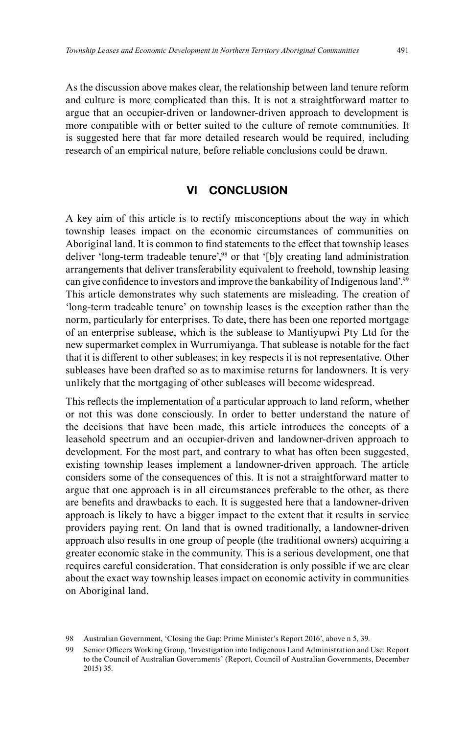As the discussion above makes clear, the relationship between land tenure reform and culture is more complicated than this. It is not a straightforward matter to argue that an occupier-driven or landowner-driven approach to development is more compatible with or better suited to the culture of remote communities. It is suggested here that far more detailed research would be required, including research of an empirical nature, before reliable conclusions could be drawn.

## VI CONCLUSION

A key aim of this article is to rectify misconceptions about the way in which township leases impact on the economic circumstances of communities on Aboriginal land. It is common to find statements to the effect that township leases deliver 'long-term tradeable tenure',[98] or that '[b]y creating land administration arrangements that deliver transferability equivalent to freehold, township leasing can give confidence to investors and improve the bankability of Indigenous land'.[99] This article demonstrates why such statements are misleading. The creation of 'long-term tradeable tenure' on township leases is the exception rather than the norm, particularly for enterprises. To date, there has been one reported mortgage of an enterprise sublease, which is the sublease to Mantiyupwi Pty Ltd for the new supermarket complex in Wurrumiyanga. That sublease is notable for the fact that it is different to other subleases; in key respects it is not representative. Other subleases have been drafted so as to maximise returns for landowners. It is very unlikely that the mortgaging of other subleases will become widespread.

This reflects the implementation of a particular approach to land reform, whether or not this was done consciously. In order to better understand the nature of the decisions that have been made, this article introduces the concepts of a leasehold spectrum and an occupier-driven and landowner-driven approach to development. For the most part, and contrary to what has often been suggested, existing township leases implement a landowner-driven approach. The article considers some of the consequences of this. It is not a straightforward matter to argue that one approach is in all circumstances preferable to the other, as there are benefits and drawbacks to each. It is suggested here that a landowner-driven approach is likely to have a bigger impact to the extent that it results in service providers paying rent. On land that is owned traditionally, a landowner-driven approach also results in one group of people (the traditional owners) acquiring a greater economic stake in the community. This is a serious development, one that requires careful consideration. That consideration is only possible if we are clear about the exact way township leases impact on economic activity in communities on Aboriginal land.

98 Australian Government, 'Closing the Gap: Prime Minister's Report 2016', above n 5, 39.

99 Senior Officers Working Group, 'Investigation into Indigenous Land Administration and Use: Report to the Council of Australian Governments' (Report, Council of Australian Governments, December 2015) 35.